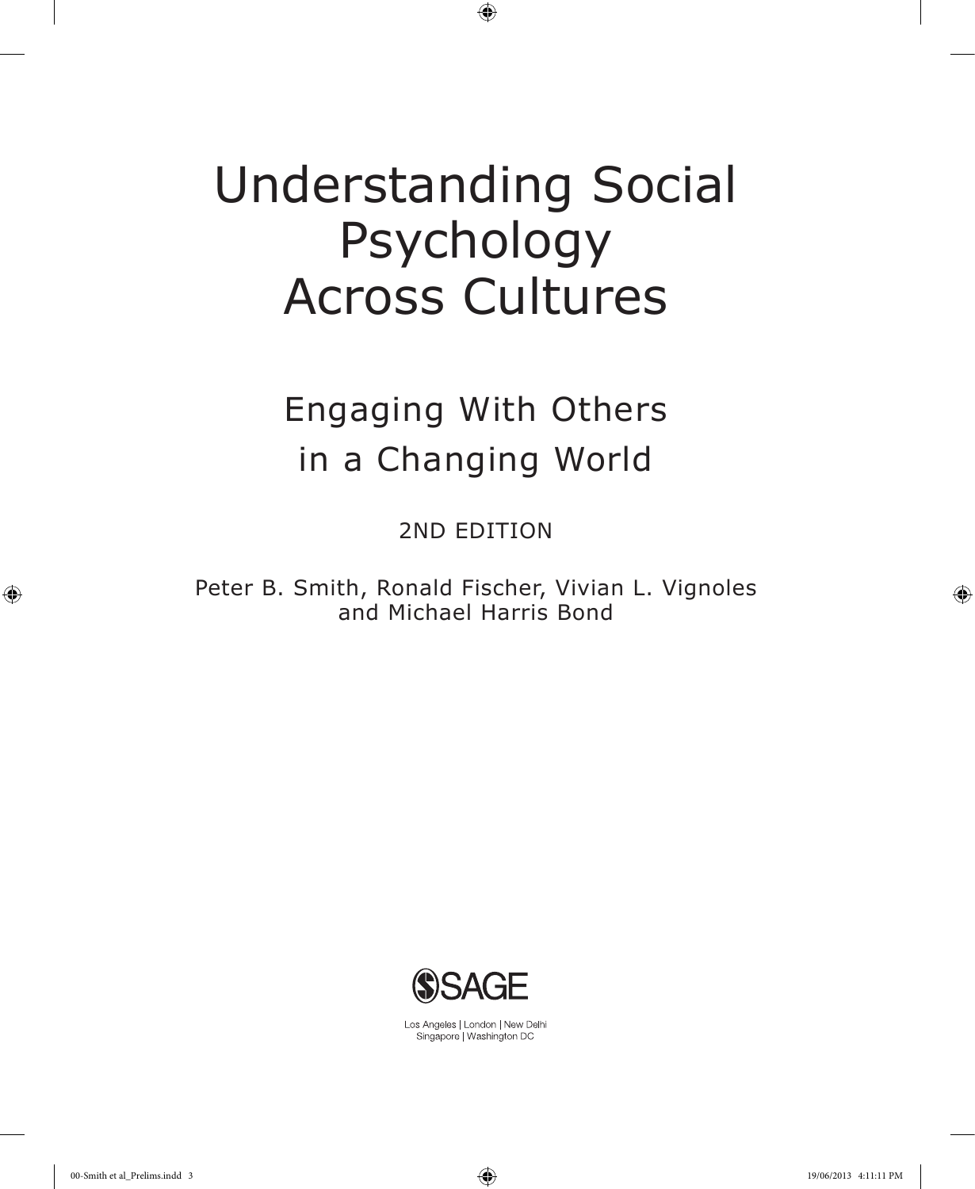# Understanding Social Psychology Across Cultures

## Engaging With Others in a Changing World

2ND EDITION

Peter B. Smith, Ronald Fischer, Vivian L. Vignoles and Michael Harris Bond

SAGE

Los Angeles | London | New Delhi
Singapore | Washington DC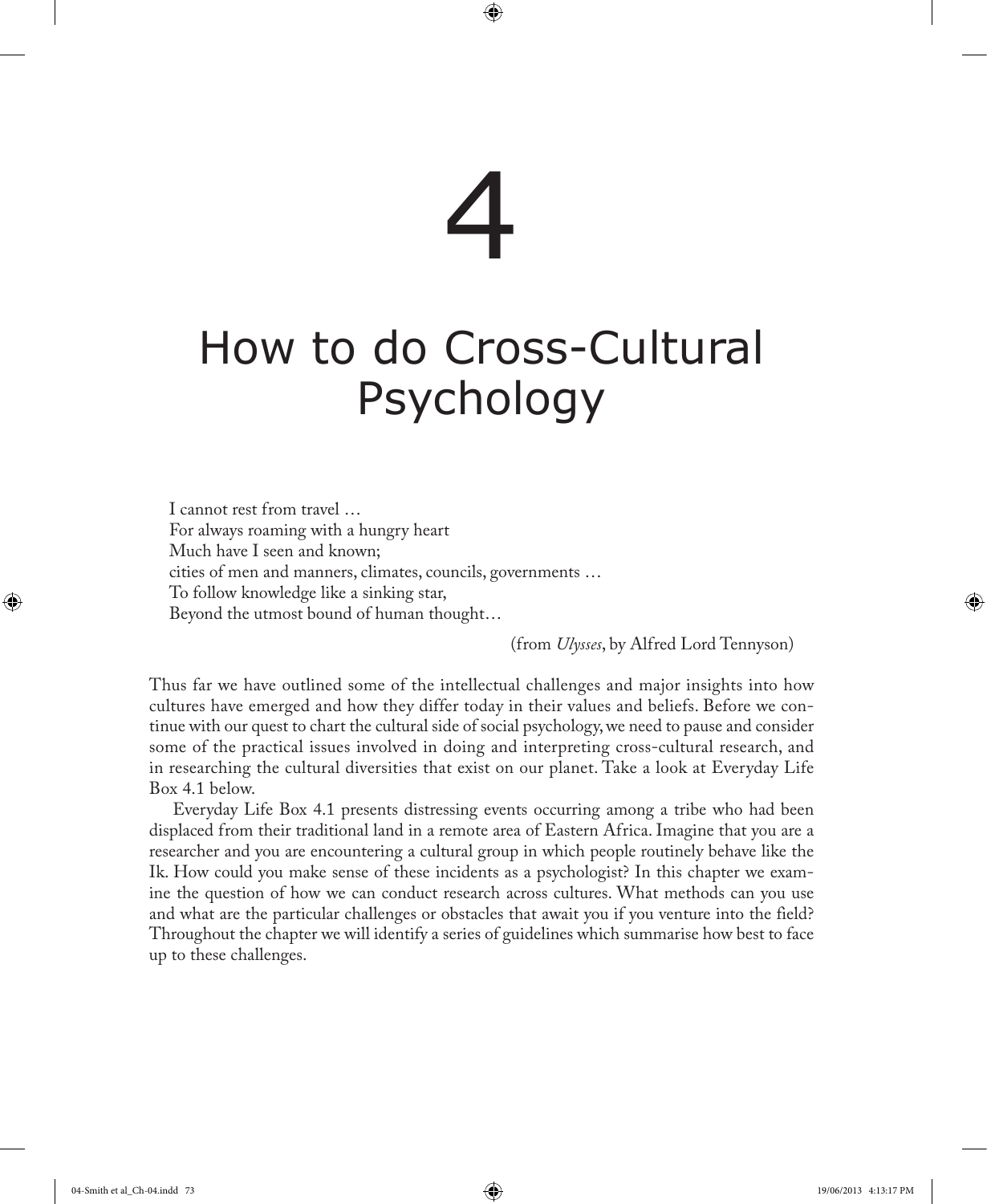# 4

# How to do Cross-Cultural Psychology

> I cannot rest from travel …
> For always roaming with a hungry heart
> Much have I seen and known;
> cities of men and manners, climates, councils, governments …
> To follow knowledge like a sinking star,
> Beyond the utmost bound of human thought…
>
> (from *Ulysses*, by Alfred Lord Tennyson)

Thus far we have outlined some of the intellectual challenges and major insights into how cultures have emerged and how they differ today in their values and beliefs. Before we continue with our quest to chart the cultural side of social psychology, we need to pause and consider some of the practical issues involved in doing and interpreting cross-cultural research, and in researching the cultural diversities that exist on our planet. Take a look at Everyday Life Box 4.1 below.

Everyday Life Box 4.1 presents distressing events occurring among a tribe who had been displaced from their traditional land in a remote area of Eastern Africa. Imagine that you are a researcher and you are encountering a cultural group in which people routinely behave like the Ik. How could you make sense of these incidents as a psychologist? In this chapter we examine the question of how we can conduct research across cultures. What methods can you use and what are the particular challenges or obstacles that await you if you venture into the field? Throughout the chapter we will identify a series of guidelines which summarise how best to face up to these challenges.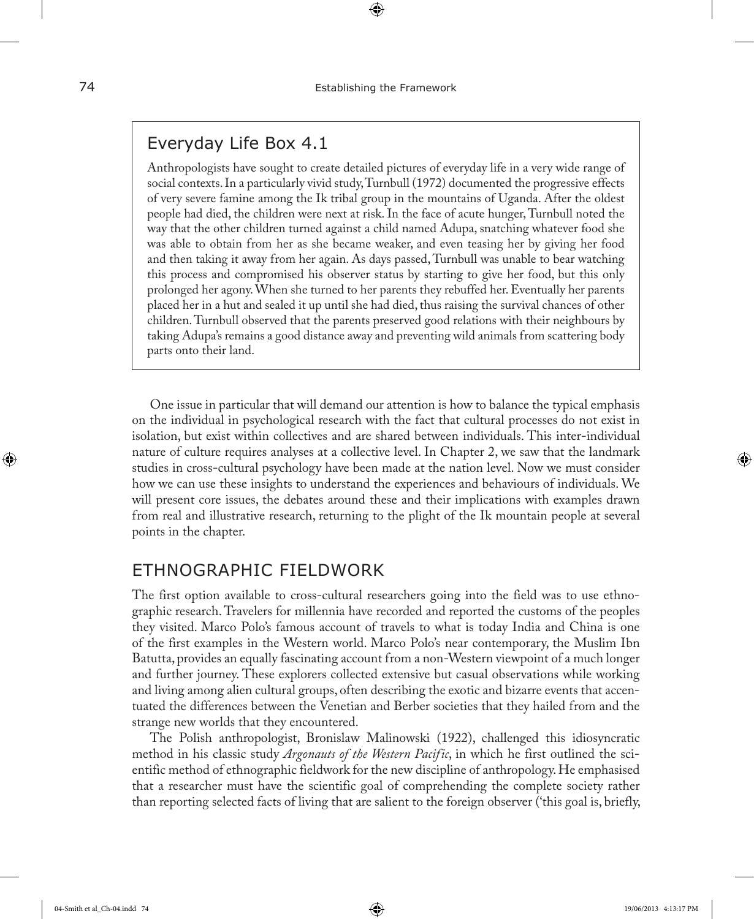## Everyday Life Box 4.1

Anthropologists have sought to create detailed pictures of everyday life in a very wide range of social contexts. In a particularly vivid study, Turnbull (1972) documented the progressive effects of very severe famine among the Ik tribal group in the mountains of Uganda. After the oldest people had died, the children were next at risk. In the face of acute hunger, Turnbull noted the way that the other children turned against a child named Adupa, snatching whatever food she was able to obtain from her as she became weaker, and even teasing her by giving her food and then taking it away from her again. As days passed, Turnbull was unable to bear watching this process and compromised his observer status by starting to give her food, but this only prolonged her agony. When she turned to her parents they rebuffed her. Eventually her parents placed her in a hut and sealed it up until she had died, thus raising the survival chances of other children. Turnbull observed that the parents preserved good relations with their neighbours by taking Adupa's remains a good distance away and preventing wild animals from scattering body parts onto their land.

One issue in particular that will demand our attention is how to balance the typical emphasis on the individual in psychological research with the fact that cultural processes do not exist in isolation, but exist within collectives and are shared between individuals. This inter-individual nature of culture requires analyses at a collective level. In Chapter 2, we saw that the landmark studies in cross-cultural psychology have been made at the nation level. Now we must consider how we can use these insights to understand the experiences and behaviours of individuals. We will present core issues, the debates around these and their implications with examples drawn from real and illustrative research, returning to the plight of the Ik mountain people at several points in the chapter.

## ETHNOGRAPHIC FIELDWORK

The first option available to cross-cultural researchers going into the field was to use ethnographic research. Travelers for millennia have recorded and reported the customs of the peoples they visited. Marco Polo's famous account of travels to what is today India and China is one of the first examples in the Western world. Marco Polo's near contemporary, the Muslim Ibn Batutta, provides an equally fascinating account from a non-Western viewpoint of a much longer and further journey. These explorers collected extensive but casual observations while working and living among alien cultural groups, often describing the exotic and bizarre events that accentuated the differences between the Venetian and Berber societies that they hailed from and the strange new worlds that they encountered.

The Polish anthropologist, Bronislaw Malinowski (1922), challenged this idiosyncratic method in his classic study *Argonauts of the Western Pacific*, in which he first outlined the scientific method of ethnographic fieldwork for the new discipline of anthropology. He emphasised that a researcher must have the scientific goal of comprehending the complete society rather than reporting selected facts of living that are salient to the foreign observer ('this goal is, briefly,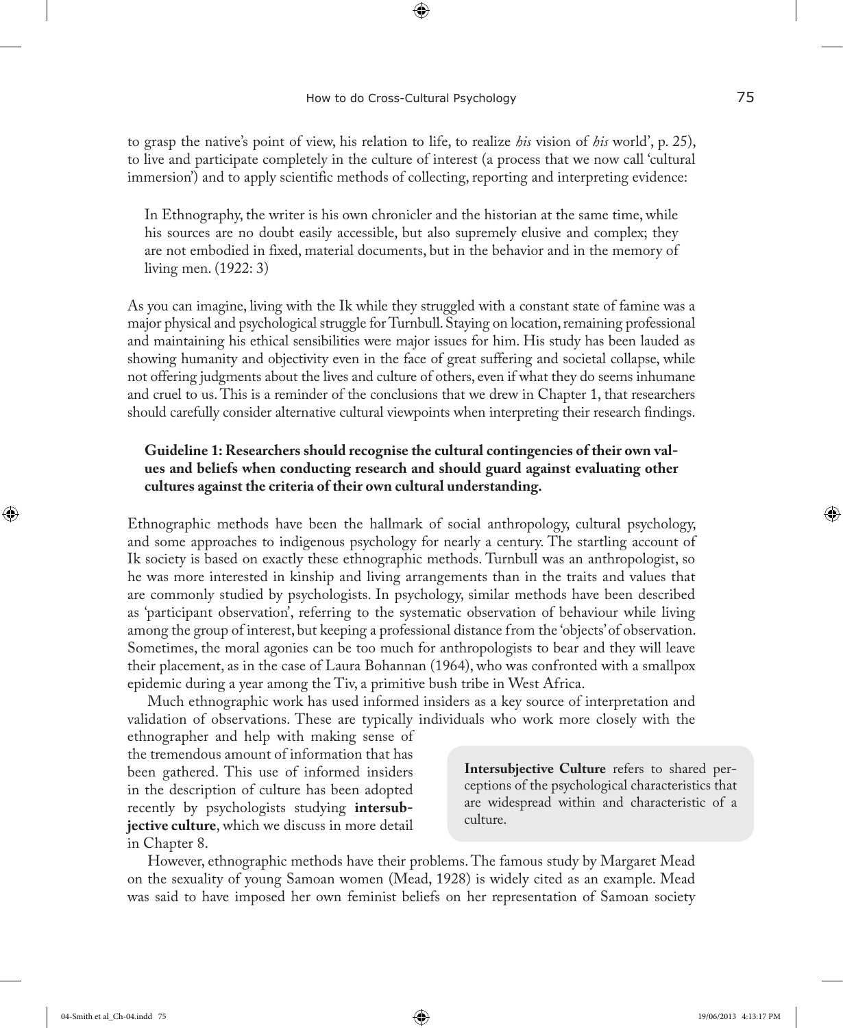to grasp the native's point of view, his relation to life, to realize *his* vision of *his* world', p. 25), to live and participate completely in the culture of interest (a process that we now call 'cultural immersion') and to apply scientific methods of collecting, reporting and interpreting evidence:

> In Ethnography, the writer is his own chronicler and the historian at the same time, while his sources are no doubt easily accessible, but also supremely elusive and complex; they are not embodied in fixed, material documents, but in the behavior and in the memory of living men. (1922: 3)

As you can imagine, living with the Ik while they struggled with a constant state of famine was a major physical and psychological struggle for Turnbull. Staying on location, remaining professional and maintaining his ethical sensibilities were major issues for him. His study has been lauded as showing humanity and objectivity even in the face of great suffering and societal collapse, while not offering judgments about the lives and culture of others, even if what they do seems inhumane and cruel to us. This is a reminder of the conclusions that we drew in Chapter 1, that researchers should carefully consider alternative cultural viewpoints when interpreting their research findings.

**Guideline 1: Researchers should recognise the cultural contingencies of their own values and beliefs when conducting research and should guard against evaluating other cultures against the criteria of their own cultural understanding.**

Ethnographic methods have been the hallmark of social anthropology, cultural psychology, and some approaches to indigenous psychology for nearly a century. The startling account of Ik society is based on exactly these ethnographic methods. Turnbull was an anthropologist, so he was more interested in kinship and living arrangements than in the traits and values that are commonly studied by psychologists. In psychology, similar methods have been described as 'participant observation', referring to the systematic observation of behaviour while living among the group of interest, but keeping a professional distance from the 'objects' of observation. Sometimes, the moral agonies can be too much for anthropologists to bear and they will leave their placement, as in the case of Laura Bohannan (1964), who was confronted with a smallpox epidemic during a year among the Tiv, a primitive bush tribe in West Africa.

Much ethnographic work has used informed insiders as a key source of interpretation and validation of observations. These are typically individuals who work more closely with the ethnographer and help with making sense of the tremendous amount of information that has been gathered. This use of informed insiders in the description of culture has been adopted recently by psychologists studying **intersubjective culture**, which we discuss in more detail in Chapter 8.

> **Intersubjective Culture** refers to shared perceptions of the psychological characteristics that are widespread within and characteristic of a culture.

However, ethnographic methods have their problems. The famous study by Margaret Mead on the sexuality of young Samoan women (Mead, 1928) is widely cited as an example. Mead was said to have imposed her own feminist beliefs on her representation of Samoan society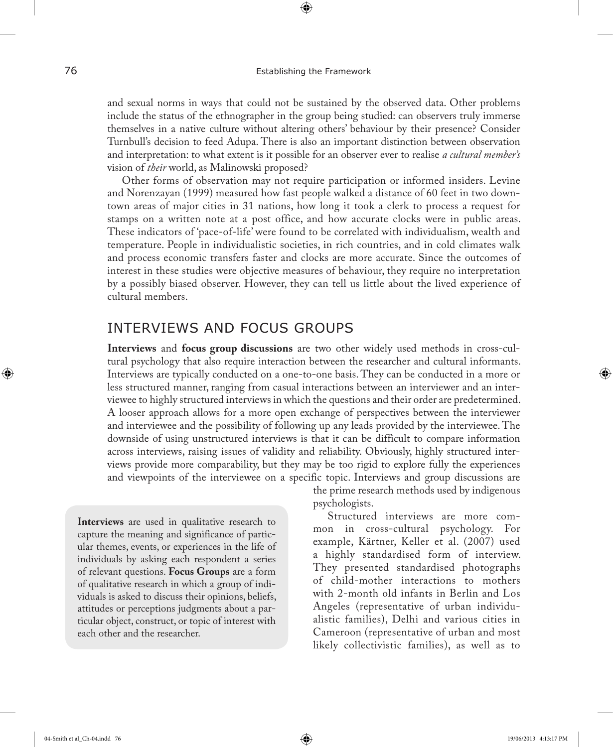and sexual norms in ways that could not be sustained by the observed data. Other problems include the status of the ethnographer in the group being studied: can observers truly immerse themselves in a native culture without altering others' behaviour by their presence? Consider Turnbull's decision to feed Adupa. There is also an important distinction between observation and interpretation: to what extent is it possible for an observer ever to realise *a cultural member's* vision of *their* world, as Malinowski proposed?

Other forms of observation may not require participation or informed insiders. Levine and Norenzayan (1999) measured how fast people walked a distance of 60 feet in two downtown areas of major cities in 31 nations, how long it took a clerk to process a request for stamps on a written note at a post office, and how accurate clocks were in public areas. These indicators of 'pace-of-life' were found to be correlated with individualism, wealth and temperature. People in individualistic societies, in rich countries, and in cold climates walk and process economic transfers faster and clocks are more accurate. Since the outcomes of interest in these studies were objective measures of behaviour, they require no interpretation by a possibly biased observer. However, they can tell us little about the lived experience of cultural members.

## INTERVIEWS AND FOCUS GROUPS

**Interviews** and **focus group discussions** are two other widely used methods in cross-cultural psychology that also require interaction between the researcher and cultural informants. Interviews are typically conducted on a one-to-one basis. They can be conducted in a more or less structured manner, ranging from casual interactions between an interviewer and an interviewee to highly structured interviews in which the questions and their order are predetermined. A looser approach allows for a more open exchange of perspectives between the interviewer and interviewee and the possibility of following up any leads provided by the interviewee. The downside of using unstructured interviews is that it can be difficult to compare information across interviews, raising issues of validity and reliability. Obviously, highly structured interviews provide more comparability, but they may be too rigid to explore fully the experiences and viewpoints of the interviewee on a specific topic. Interviews and group discussions are the prime research methods used by indigenous psychologists.

> **Interviews** are used in qualitative research to capture the meaning and significance of particular themes, events, or experiences in the life of individuals by asking each respondent a series of relevant questions. **Focus Groups** are a form of qualitative research in which a group of individuals is asked to discuss their opinions, beliefs, attitudes or perceptions judgments about a particular object, construct, or topic of interest with each other and the researcher.

Structured interviews are more common in cross-cultural psychology. For example, Kärtner, Keller et al. (2007) used a highly standardised form of interview. They presented standardised photographs of child-mother interactions to mothers with 2-month old infants in Berlin and Los Angeles (representative of urban individualistic families), Delhi and various cities in Cameroon (representative of urban and most likely collectivistic families), as well as to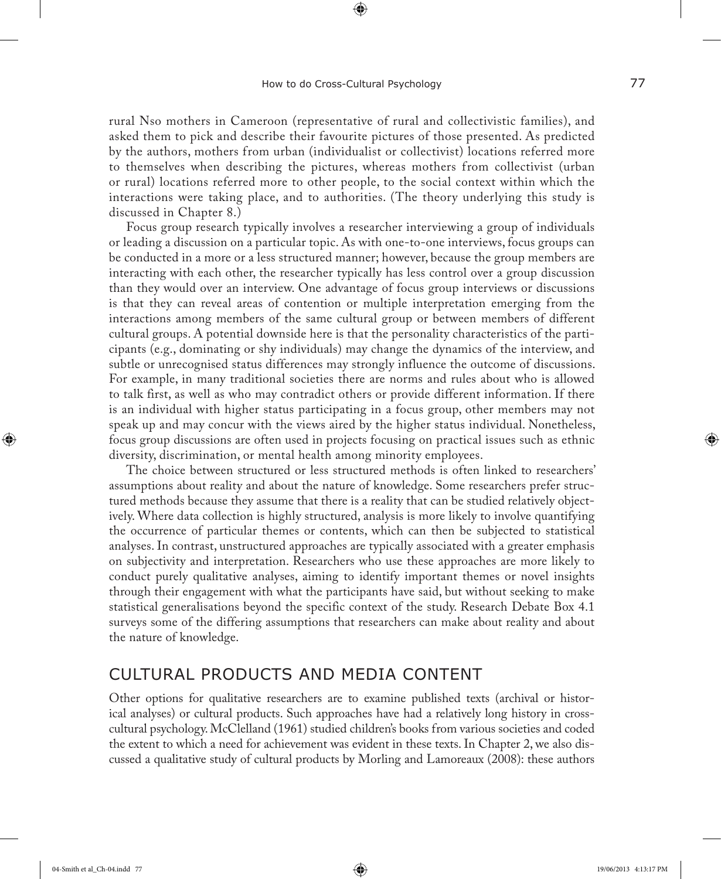rural Nso mothers in Cameroon (representative of rural and collectivistic families), and asked them to pick and describe their favourite pictures of those presented. As predicted by the authors, mothers from urban (individualist or collectivist) locations referred more to themselves when describing the pictures, whereas mothers from collectivist (urban or rural) locations referred more to other people, to the social context within which the interactions were taking place, and to authorities. (The theory underlying this study is discussed in Chapter 8.)

Focus group research typically involves a researcher interviewing a group of individuals or leading a discussion on a particular topic. As with one-to-one interviews, focus groups can be conducted in a more or a less structured manner; however, because the group members are interacting with each other, the researcher typically has less control over a group discussion than they would over an interview. One advantage of focus group interviews or discussions is that they can reveal areas of contention or multiple interpretation emerging from the interactions among members of the same cultural group or between members of different cultural groups. A potential downside here is that the personality characteristics of the participants (e.g., dominating or shy individuals) may change the dynamics of the interview, and subtle or unrecognised status differences may strongly influence the outcome of discussions. For example, in many traditional societies there are norms and rules about who is allowed to talk first, as well as who may contradict others or provide different information. If there is an individual with higher status participating in a focus group, other members may not speak up and may concur with the views aired by the higher status individual. Nonetheless, focus group discussions are often used in projects focusing on practical issues such as ethnic diversity, discrimination, or mental health among minority employees.

The choice between structured or less structured methods is often linked to researchers' assumptions about reality and about the nature of knowledge. Some researchers prefer structured methods because they assume that there is a reality that can be studied relatively objectively. Where data collection is highly structured, analysis is more likely to involve quantifying the occurrence of particular themes or contents, which can then be subjected to statistical analyses. In contrast, unstructured approaches are typically associated with a greater emphasis on subjectivity and interpretation. Researchers who use these approaches are more likely to conduct purely qualitative analyses, aiming to identify important themes or novel insights through their engagement with what the participants have said, but without seeking to make statistical generalisations beyond the specific context of the study. Research Debate Box 4.1 surveys some of the differing assumptions that researchers can make about reality and about the nature of knowledge.

## CULTURAL PRODUCTS AND MEDIA CONTENT

Other options for qualitative researchers are to examine published texts (archival or historical analyses) or cultural products. Such approaches have had a relatively long history in cross-cultural psychology. McClelland (1961) studied children's books from various societies and coded the extent to which a need for achievement was evident in these texts. In Chapter 2, we also discussed a qualitative study of cultural products by Morling and Lamoreaux (2008): these authors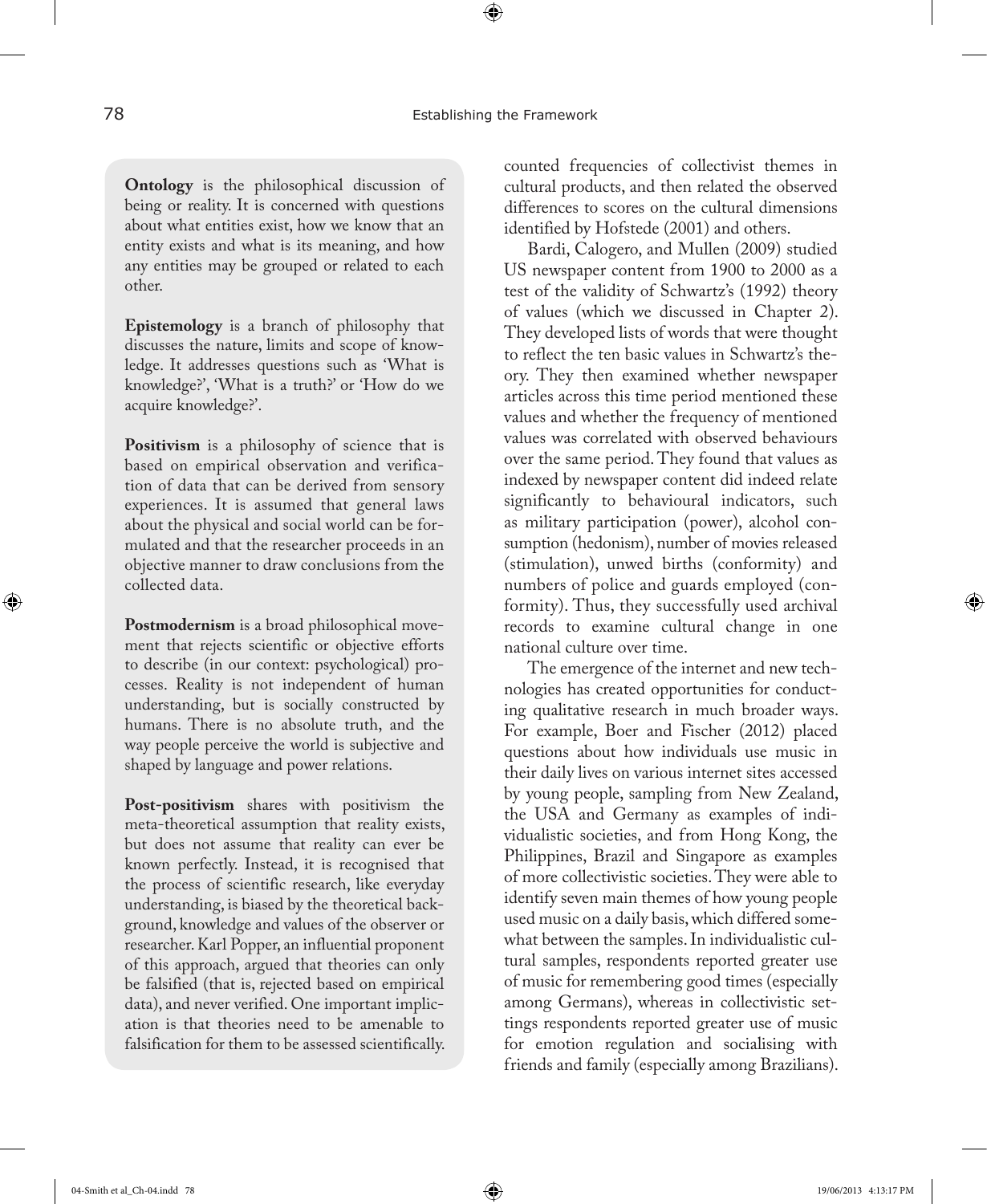**Ontology** is the philosophical discussion of being or reality. It is concerned with questions about what entities exist, how we know that an entity exists and what is its meaning, and how any entities may be grouped or related to each other.

**Epistemology** is a branch of philosophy that discusses the nature, limits and scope of knowledge. It addresses questions such as 'What is knowledge?', 'What is a truth?' or 'How do we acquire knowledge?'.

**Positivism** is a philosophy of science that is based on empirical observation and verification of data that can be derived from sensory experiences. It is assumed that general laws about the physical and social world can be formulated and that the researcher proceeds in an objective manner to draw conclusions from the collected data.

**Postmodernism** is a broad philosophical movement that rejects scientific or objective efforts to describe (in our context: psychological) processes. Reality is not independent of human understanding, but is socially constructed by humans. There is no absolute truth, and the way people perceive the world is subjective and shaped by language and power relations.

**Post-positivism** shares with positivism the meta-theoretical assumption that reality exists, but does not assume that reality can ever be known perfectly. Instead, it is recognised that the process of scientific research, like everyday understanding, is biased by the theoretical background, knowledge and values of the observer or researcher. Karl Popper, an influential proponent of this approach, argued that theories can only be falsified (that is, rejected based on empirical data), and never verified. One important implication is that theories need to be amenable to falsification for them to be assessed scientifically.

counted frequencies of collectivist themes in cultural products, and then related the observed differences to scores on the cultural dimensions identified by Hofstede (2001) and others.

Bardi, Calogero, and Mullen (2009) studied US newspaper content from 1900 to 2000 as a test of the validity of Schwartz's (1992) theory of values (which we discussed in Chapter 2). They developed lists of words that were thought to reflect the ten basic values in Schwartz's theory. They then examined whether newspaper articles across this time period mentioned these values and whether the frequency of mentioned values was correlated with observed behaviours over the same period. They found that values as indexed by newspaper content did indeed relate significantly to behavioural indicators, such as military participation (power), alcohol consumption (hedonism), number of movies released (stimulation), unwed births (conformity) and numbers of police and guards employed (conformity). Thus, they successfully used archival records to examine cultural change in one national culture over time.

The emergence of the internet and new technologies has created opportunities for conducting qualitative research in much broader ways. For example, Boer and Fischer (2012) placed questions about how individuals use music in their daily lives on various internet sites accessed by young people, sampling from New Zealand, the USA and Germany as examples of individualistic societies, and from Hong Kong, the Philippines, Brazil and Singapore as examples of more collectivistic societies. They were able to identify seven main themes of how young people used music on a daily basis, which differed somewhat between the samples. In individualistic cultural samples, respondents reported greater use of music for remembering good times (especially among Germans), whereas in collectivistic settings respondents reported greater use of music for emotion regulation and socialising with friends and family (especially among Brazilians).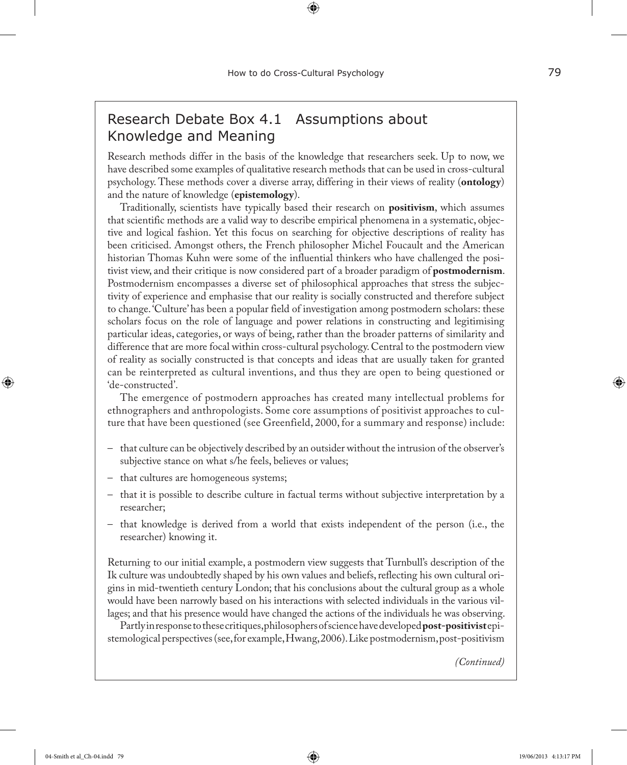## Research Debate Box 4.1 Assumptions about Knowledge and Meaning

Research methods differ in the basis of the knowledge that researchers seek. Up to now, we have described some examples of qualitative research methods that can be used in cross-cultural psychology. These methods cover a diverse array, differing in their views of reality (**ontology**) and the nature of knowledge (**epistemology**).

Traditionally, scientists have typically based their research on **positivism**, which assumes that scientific methods are a valid way to describe empirical phenomena in a systematic, objective and logical fashion. Yet this focus on searching for objective descriptions of reality has been criticised. Amongst others, the French philosopher Michel Foucault and the American historian Thomas Kuhn were some of the influential thinkers who have challenged the positivist view, and their critique is now considered part of a broader paradigm of **postmodernism**. Postmodernism encompasses a diverse set of philosophical approaches that stress the subjectivity of experience and emphasise that our reality is socially constructed and therefore subject to change. 'Culture' has been a popular field of investigation among postmodern scholars: these scholars focus on the role of language and power relations in constructing and legitimising particular ideas, categories, or ways of being, rather than the broader patterns of similarity and difference that are more focal within cross-cultural psychology. Central to the postmodern view of reality as socially constructed is that concepts and ideas that are usually taken for granted can be reinterpreted as cultural inventions, and thus they are open to being questioned or 'de-constructed'.

The emergence of postmodern approaches has created many intellectual problems for ethnographers and anthropologists. Some core assumptions of positivist approaches to culture that have been questioned (see Greenfield, 2000, for a summary and response) include:

- that culture can be objectively described by an outsider without the intrusion of the observer's subjective stance on what s/he feels, believes or values;
- that cultures are homogeneous systems;
- that it is possible to describe culture in factual terms without subjective interpretation by a researcher;
- that knowledge is derived from a world that exists independent of the person (i.e., the researcher) knowing it.

Returning to our initial example, a postmodern view suggests that Turnbull's description of the Ik culture was undoubtedly shaped by his own values and beliefs, reflecting his own cultural origins in mid-twentieth century London; that his conclusions about the cultural group as a whole would have been narrowly based on his interactions with selected individuals in the various villages; and that his presence would have changed the actions of the individuals he was observing.

Partly in response to these critiques, philosophers of science have developed **post-positivist** epistemological perspectives (see, for example, Hwang, 2006). Like postmodernism, post-positivism

*(Continued)*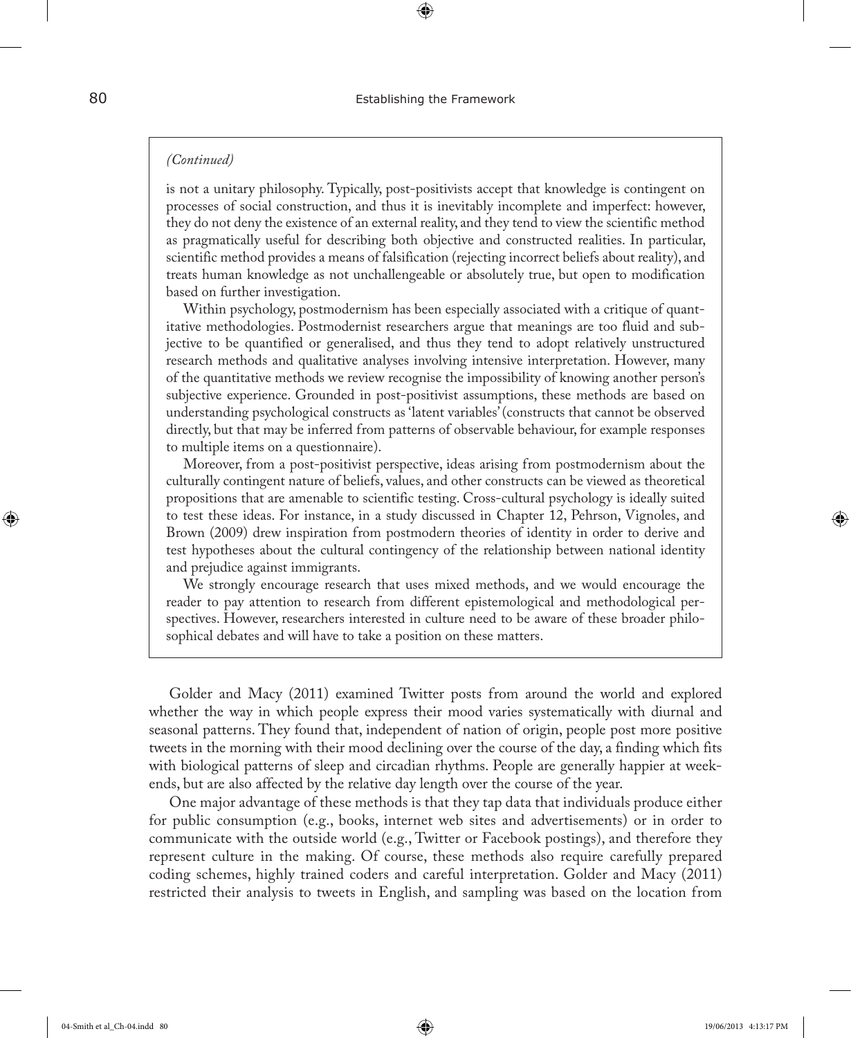*(Continued)*

is not a unitary philosophy. Typically, post-positivists accept that knowledge is contingent on processes of social construction, and thus it is inevitably incomplete and imperfect: however, they do not deny the existence of an external reality, and they tend to view the scientific method as pragmatically useful for describing both objective and constructed realities. In particular, scientific method provides a means of falsification (rejecting incorrect beliefs about reality), and treats human knowledge as not unchallengeable or absolutely true, but open to modification based on further investigation.

Within psychology, postmodernism has been especially associated with a critique of quantitative methodologies. Postmodernist researchers argue that meanings are too fluid and subjective to be quantified or generalised, and thus they tend to adopt relatively unstructured research methods and qualitative analyses involving intensive interpretation. However, many of the quantitative methods we review recognise the impossibility of knowing another person's subjective experience. Grounded in post-positivist assumptions, these methods are based on understanding psychological constructs as 'latent variables' (constructs that cannot be observed directly, but that may be inferred from patterns of observable behaviour, for example responses to multiple items on a questionnaire).

Moreover, from a post-positivist perspective, ideas arising from postmodernism about the culturally contingent nature of beliefs, values, and other constructs can be viewed as theoretical propositions that are amenable to scientific testing. Cross-cultural psychology is ideally suited to test these ideas. For instance, in a study discussed in Chapter 12, Pehrson, Vignoles, and Brown (2009) drew inspiration from postmodern theories of identity in order to derive and test hypotheses about the cultural contingency of the relationship between national identity and prejudice against immigrants.

We strongly encourage research that uses mixed methods, and we would encourage the reader to pay attention to research from different epistemological and methodological perspectives. However, researchers interested in culture need to be aware of these broader philosophical debates and will have to take a position on these matters.

Golder and Macy (2011) examined Twitter posts from around the world and explored whether the way in which people express their mood varies systematically with diurnal and seasonal patterns. They found that, independent of nation of origin, people post more positive tweets in the morning with their mood declining over the course of the day, a finding which fits with biological patterns of sleep and circadian rhythms. People are generally happier at weekends, but are also affected by the relative day length over the course of the year.

One major advantage of these methods is that they tap data that individuals produce either for public consumption (e.g., books, internet web sites and advertisements) or in order to communicate with the outside world (e.g., Twitter or Facebook postings), and therefore they represent culture in the making. Of course, these methods also require carefully prepared coding schemes, highly trained coders and careful interpretation. Golder and Macy (2011) restricted their analysis to tweets in English, and sampling was based on the location from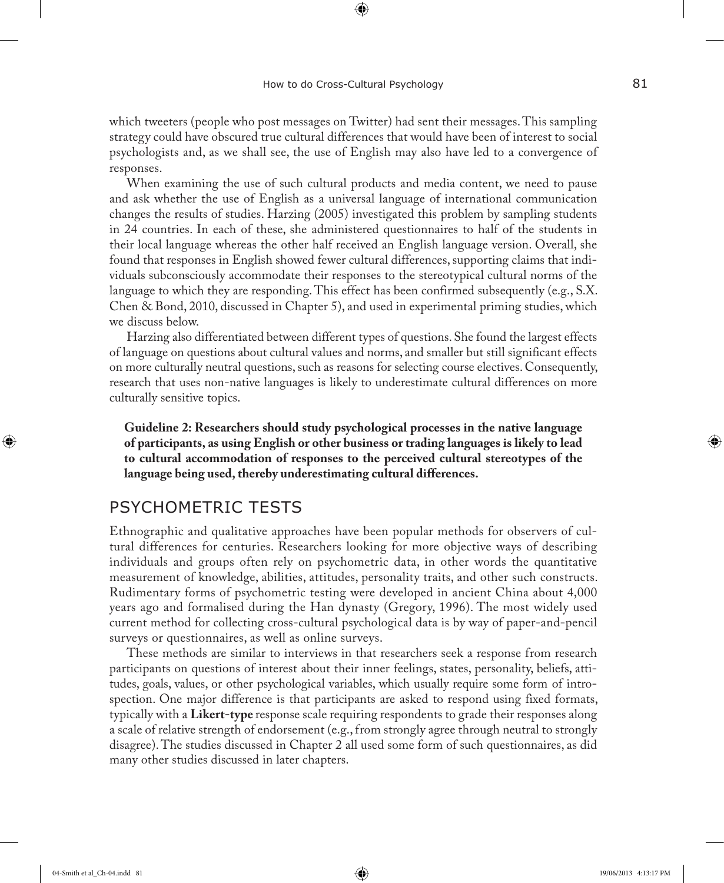which tweeters (people who post messages on Twitter) had sent their messages. This sampling strategy could have obscured true cultural differences that would have been of interest to social psychologists and, as we shall see, the use of English may also have led to a convergence of responses.

When examining the use of such cultural products and media content, we need to pause and ask whether the use of English as a universal language of international communication changes the results of studies. Harzing (2005) investigated this problem by sampling students in 24 countries. In each of these, she administered questionnaires to half of the students in their local language whereas the other half received an English language version. Overall, she found that responses in English showed fewer cultural differences, supporting claims that individuals subconsciously accommodate their responses to the stereotypical cultural norms of the language to which they are responding. This effect has been confirmed subsequently (e.g., S.X. Chen & Bond, 2010, discussed in Chapter 5), and used in experimental priming studies, which we discuss below.

Harzing also differentiated between different types of questions. She found the largest effects of language on questions about cultural values and norms, and smaller but still significant effects on more culturally neutral questions, such as reasons for selecting course electives. Consequently, research that uses non-native languages is likely to underestimate cultural differences on more culturally sensitive topics.

**Guideline 2: Researchers should study psychological processes in the native language of participants, as using English or other business or trading languages is likely to lead to cultural accommodation of responses to the perceived cultural stereotypes of the language being used, thereby underestimating cultural differences.**

## PSYCHOMETRIC TESTS

Ethnographic and qualitative approaches have been popular methods for observers of cultural differences for centuries. Researchers looking for more objective ways of describing individuals and groups often rely on psychometric data, in other words the quantitative measurement of knowledge, abilities, attitudes, personality traits, and other such constructs. Rudimentary forms of psychometric testing were developed in ancient China about 4,000 years ago and formalised during the Han dynasty (Gregory, 1996). The most widely used current method for collecting cross-cultural psychological data is by way of paper-and-pencil surveys or questionnaires, as well as online surveys.

These methods are similar to interviews in that researchers seek a response from research participants on questions of interest about their inner feelings, states, personality, beliefs, attitudes, goals, values, or other psychological variables, which usually require some form of introspection. One major difference is that participants are asked to respond using fixed formats, typically with a **Likert-type** response scale requiring respondents to grade their responses along a scale of relative strength of endorsement (e.g., from strongly agree through neutral to strongly disagree). The studies discussed in Chapter 2 all used some form of such questionnaires, as did many other studies discussed in later chapters.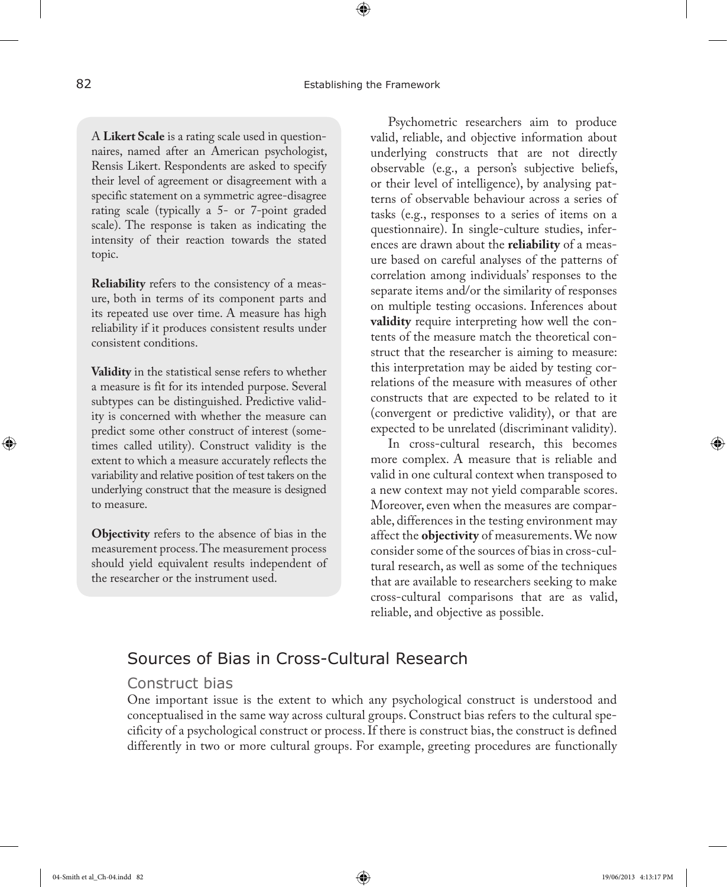A **Likert Scale** is a rating scale used in questionnaires, named after an American psychologist, Rensis Likert. Respondents are asked to specify their level of agreement or disagreement with a specific statement on a symmetric agree-disagree rating scale (typically a 5- or 7-point graded scale). The response is taken as indicating the intensity of their reaction towards the stated topic.

**Reliability** refers to the consistency of a measure, both in terms of its component parts and its repeated use over time. A measure has high reliability if it produces consistent results under consistent conditions.

**Validity** in the statistical sense refers to whether a measure is fit for its intended purpose. Several subtypes can be distinguished. Predictive validity is concerned with whether the measure can predict some other construct of interest (sometimes called utility). Construct validity is the extent to which a measure accurately reflects the variability and relative position of test takers on the underlying construct that the measure is designed to measure.

**Objectivity** refers to the absence of bias in the measurement process. The measurement process should yield equivalent results independent of the researcher or the instrument used.

Psychometric researchers aim to produce valid, reliable, and objective information about underlying constructs that are not directly observable (e.g., a person's subjective beliefs, or their level of intelligence), by analysing patterns of observable behaviour across a series of tasks (e.g., responses to a series of items on a questionnaire). In single-culture studies, inferences are drawn about the **reliability** of a measure based on careful analyses of the patterns of correlation among individuals' responses to the separate items and/or the similarity of responses on multiple testing occasions. Inferences about **validity** require interpreting how well the contents of the measure match the theoretical construct that the researcher is aiming to measure: this interpretation may be aided by testing correlations of the measure with measures of other constructs that are expected to be related to it (convergent or predictive validity), or that are expected to be unrelated (discriminant validity).

In cross-cultural research, this becomes more complex. A measure that is reliable and valid in one cultural context when transposed to a new context may not yield comparable scores. Moreover, even when the measures are comparable, differences in the testing environment may affect the **objectivity** of measurements. We now consider some of the sources of bias in cross-cultural research, as well as some of the techniques that are available to researchers seeking to make cross-cultural comparisons that are as valid, reliable, and objective as possible.

## Sources of Bias in Cross-Cultural Research

### Construct bias

One important issue is the extent to which any psychological construct is understood and conceptualised in the same way across cultural groups. Construct bias refers to the cultural specificity of a psychological construct or process. If there is construct bias, the construct is defined differently in two or more cultural groups. For example, greeting procedures are functionally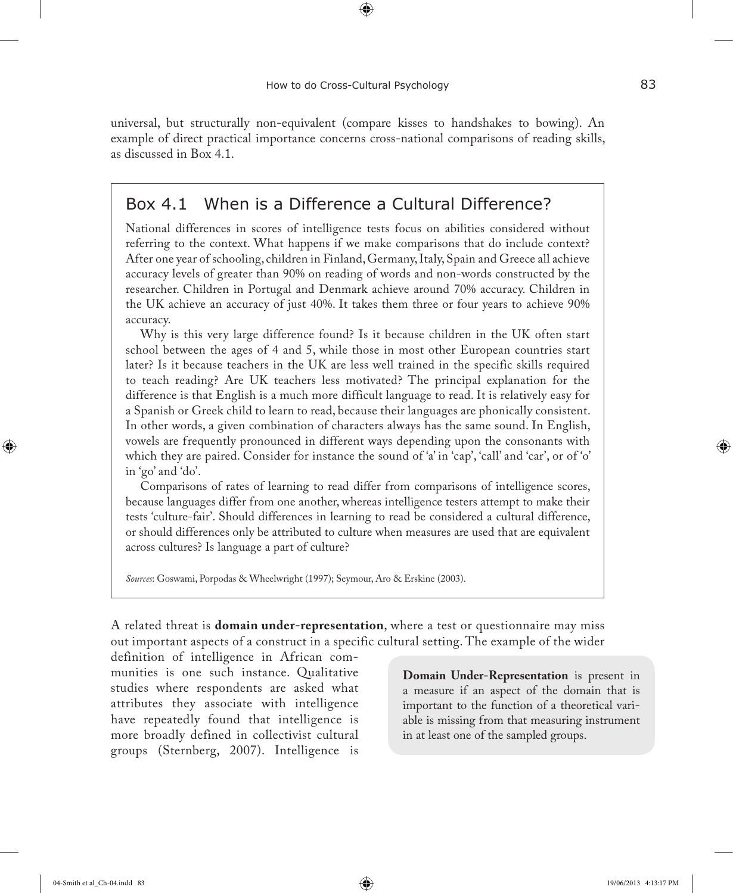universal, but structurally non-equivalent (compare kisses to handshakes to bowing). An example of direct practical importance concerns cross-national comparisons of reading skills, as discussed in Box 4.1.

## Box 4.1 When is a Difference a Cultural Difference?

National differences in scores of intelligence tests focus on abilities considered without referring to the context. What happens if we make comparisons that do include context? After one year of schooling, children in Finland, Germany, Italy, Spain and Greece all achieve accuracy levels of greater than 90% on reading of words and non-words constructed by the researcher. Children in Portugal and Denmark achieve around 70% accuracy. Children in the UK achieve an accuracy of just 40%. It takes them three or four years to achieve 90% accuracy.

Why is this very large difference found? Is it because children in the UK often start school between the ages of 4 and 5, while those in most other European countries start later? Is it because teachers in the UK are less well trained in the specific skills required to teach reading? Are UK teachers less motivated? The principal explanation for the difference is that English is a much more difficult language to read. It is relatively easy for a Spanish or Greek child to learn to read, because their languages are phonically consistent. In other words, a given combination of characters always has the same sound. In English, vowels are frequently pronounced in different ways depending upon the consonants with which they are paired. Consider for instance the sound of 'a' in 'cap', 'call' and 'car', or of 'o' in 'go' and 'do'.

Comparisons of rates of learning to read differ from comparisons of intelligence scores, because languages differ from one another, whereas intelligence testers attempt to make their tests 'culture-fair'. Should differences in learning to read be considered a cultural difference, or should differences only be attributed to culture when measures are used that are equivalent across cultures? Is language a part of culture?

*Sources*: Goswami, Porpodas & Wheelwright (1997); Seymour, Aro & Erskine (2003).

A related threat is **domain under-representation**, where a test or questionnaire may miss out important aspects of a construct in a specific cultural setting. The example of the wider definition of intelligence in African communities is one such instance. Qualitative studies where respondents are asked what attributes they associate with intelligence have repeatedly found that intelligence is more broadly defined in collectivist cultural groups (Sternberg, 2007). Intelligence is

> **Domain Under-Representation** is present in a measure if an aspect of the domain that is important to the function of a theoretical variable is missing from that measuring instrument in at least one of the sampled groups.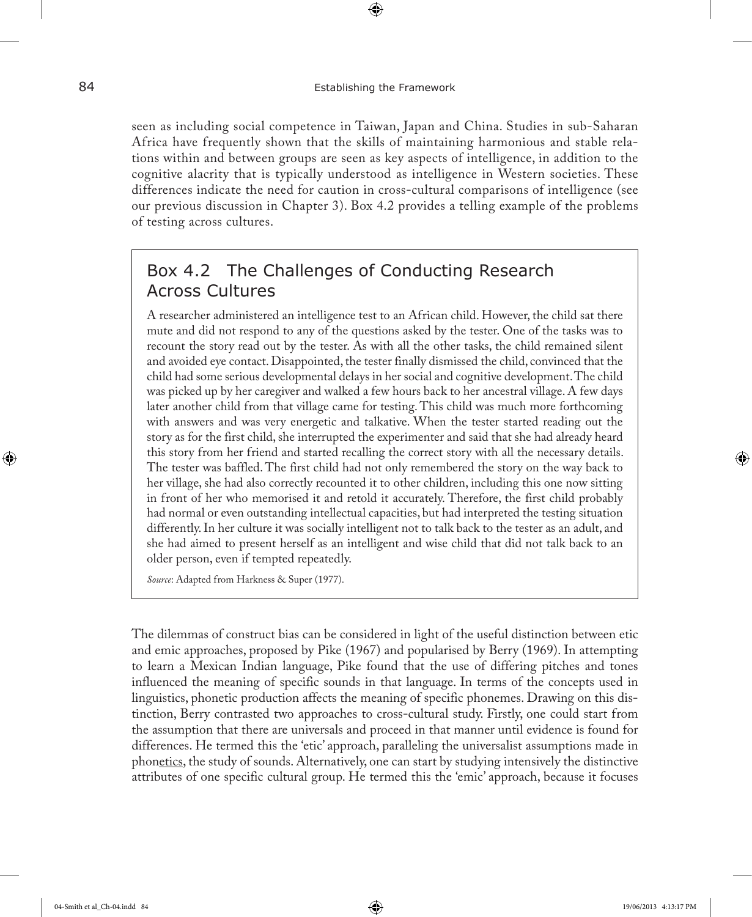seen as including social competence in Taiwan, Japan and China. Studies in sub-Saharan Africa have frequently shown that the skills of maintaining harmonious and stable relations within and between groups are seen as key aspects of intelligence, in addition to the cognitive alacrity that is typically understood as intelligence in Western societies. These differences indicate the need for caution in cross-cultural comparisons of intelligence (see our previous discussion in Chapter 3). Box 4.2 provides a telling example of the problems of testing across cultures.

## Box 4.2 The Challenges of Conducting Research Across Cultures

A researcher administered an intelligence test to an African child. However, the child sat there mute and did not respond to any of the questions asked by the tester. One of the tasks was to recount the story read out by the tester. As with all the other tasks, the child remained silent and avoided eye contact. Disappointed, the tester finally dismissed the child, convinced that the child had some serious developmental delays in her social and cognitive development. The child was picked up by her caregiver and walked a few hours back to her ancestral village. A few days later another child from that village came for testing. This child was much more forthcoming with answers and was very energetic and talkative. When the tester started reading out the story as for the first child, she interrupted the experimenter and said that she had already heard this story from her friend and started recalling the correct story with all the necessary details. The tester was baffled. The first child had not only remembered the story on the way back to her village, she had also correctly recounted it to other children, including this one now sitting in front of her who memorised it and retold it accurately. Therefore, the first child probably had normal or even outstanding intellectual capacities, but had interpreted the testing situation differently. In her culture it was socially intelligent not to talk back to the tester as an adult, and she had aimed to present herself as an intelligent and wise child that did not talk back to an older person, even if tempted repeatedly.

*Source*: Adapted from Harkness & Super (1977).

The dilemmas of construct bias can be considered in light of the useful distinction between etic and emic approaches, proposed by Pike (1967) and popularised by Berry (1969). In attempting to learn a Mexican Indian language, Pike found that the use of differing pitches and tones influenced the meaning of specific sounds in that language. In terms of the concepts used in linguistics, phonetic production affects the meaning of specific phonemes. Drawing on this distinction, Berry contrasted two approaches to cross-cultural study. Firstly, one could start from the assumption that there are universals and proceed in that manner until evidence is found for differences. He termed this the 'etic' approach, paralleling the universalist assumptions made in phon<u>etics</u>, the study of sounds. Alternatively, one can start by studying intensively the distinctive attributes of one specific cultural group. He termed this the 'emic' approach, because it focuses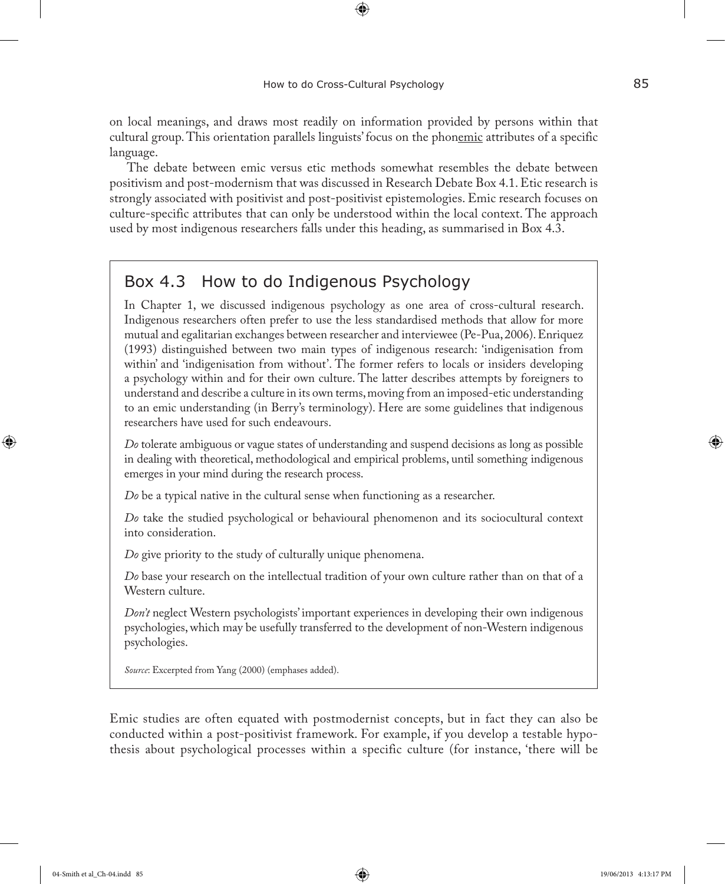on local meanings, and draws most readily on information provided by persons within that cultural group. This orientation parallels linguists' focus on the phon<u>emic</u> attributes of a specific language.

The debate between emic versus etic methods somewhat resembles the debate between positivism and post-modernism that was discussed in Research Debate Box 4.1. Etic research is strongly associated with positivist and post-positivist epistemologies. Emic research focuses on culture-specific attributes that can only be understood within the local context. The approach used by most indigenous researchers falls under this heading, as summarised in Box 4.3.

## Box 4.3 How to do Indigenous Psychology

In Chapter 1, we discussed indigenous psychology as one area of cross-cultural research. Indigenous researchers often prefer to use the less standardised methods that allow for more mutual and egalitarian exchanges between researcher and interviewee (Pe-Pua, 2006). Enriquez (1993) distinguished between two main types of indigenous research: 'indigenisation from within' and 'indigenisation from without'. The former refers to locals or insiders developing a psychology within and for their own culture. The latter describes attempts by foreigners to understand and describe a culture in its own terms, moving from an imposed-etic understanding to an emic understanding (in Berry's terminology). Here are some guidelines that indigenous researchers have used for such endeavours.

*Do* tolerate ambiguous or vague states of understanding and suspend decisions as long as possible in dealing with theoretical, methodological and empirical problems, until something indigenous emerges in your mind during the research process.

*Do* be a typical native in the cultural sense when functioning as a researcher.

*Do* take the studied psychological or behavioural phenomenon and its sociocultural context into consideration.

*Do* give priority to the study of culturally unique phenomena.

*Do* base your research on the intellectual tradition of your own culture rather than on that of a Western culture.

*Don't* neglect Western psychologists' important experiences in developing their own indigenous psychologies, which may be usefully transferred to the development of non-Western indigenous psychologies.

*Source*: Excerpted from Yang (2000) (emphases added).

Emic studies are often equated with postmodernist concepts, but in fact they can also be conducted within a post-positivist framework. For example, if you develop a testable hypothesis about psychological processes within a specific culture (for instance, 'there will be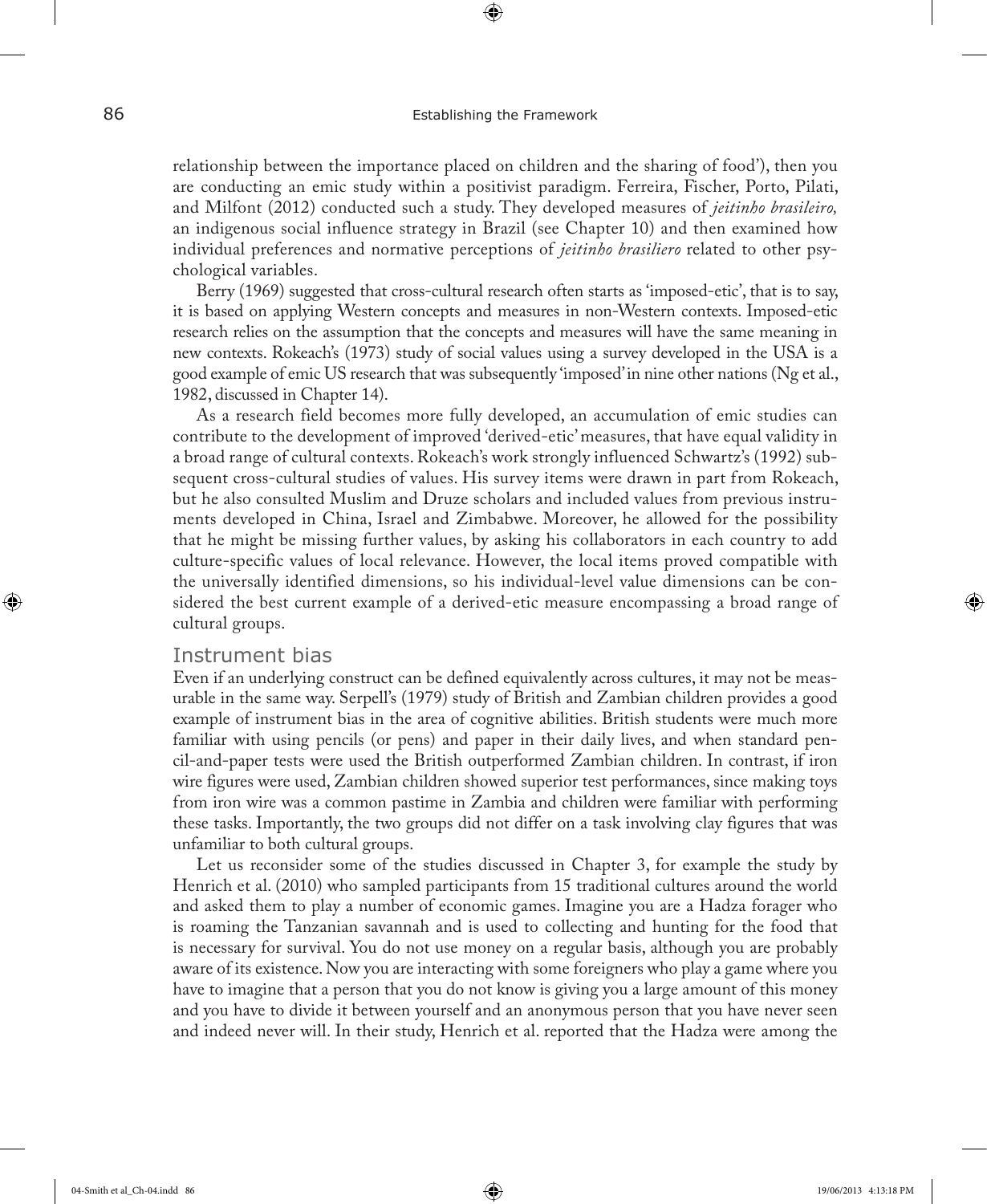relationship between the importance placed on children and the sharing of food'), then you are conducting an emic study within a positivist paradigm. Ferreira, Fischer, Porto, Pilati, and Milfont (2012) conducted such a study. They developed measures of *jeitinho brasileiro,* an indigenous social influence strategy in Brazil (see Chapter 10) and then examined how individual preferences and normative perceptions of *jeitinho brasiliero* related to other psychological variables.

Berry (1969) suggested that cross-cultural research often starts as 'imposed-etic', that is to say, it is based on applying Western concepts and measures in non-Western contexts. Imposed-etic research relies on the assumption that the concepts and measures will have the same meaning in new contexts. Rokeach's (1973) study of social values using a survey developed in the USA is a good example of emic US research that was subsequently 'imposed' in nine other nations (Ng et al., 1982, discussed in Chapter 14).

As a research field becomes more fully developed, an accumulation of emic studies can contribute to the development of improved 'derived-etic' measures, that have equal validity in a broad range of cultural contexts. Rokeach's work strongly influenced Schwartz's (1992) subsequent cross-cultural studies of values. His survey items were drawn in part from Rokeach, but he also consulted Muslim and Druze scholars and included values from previous instruments developed in China, Israel and Zimbabwe. Moreover, he allowed for the possibility that he might be missing further values, by asking his collaborators in each country to add culture-specific values of local relevance. However, the local items proved compatible with the universally identified dimensions, so his individual-level value dimensions can be considered the best current example of a derived-etic measure encompassing a broad range of cultural groups.

### Instrument bias

Even if an underlying construct can be defined equivalently across cultures, it may not be measurable in the same way. Serpell's (1979) study of British and Zambian children provides a good example of instrument bias in the area of cognitive abilities. British students were much more familiar with using pencils (or pens) and paper in their daily lives, and when standard pencil-and-paper tests were used the British outperformed Zambian children. In contrast, if iron wire figures were used, Zambian children showed superior test performances, since making toys from iron wire was a common pastime in Zambia and children were familiar with performing these tasks. Importantly, the two groups did not differ on a task involving clay figures that was unfamiliar to both cultural groups.

Let us reconsider some of the studies discussed in Chapter 3, for example the study by Henrich et al. (2010) who sampled participants from 15 traditional cultures around the world and asked them to play a number of economic games. Imagine you are a Hadza forager who is roaming the Tanzanian savannah and is used to collecting and hunting for the food that is necessary for survival. You do not use money on a regular basis, although you are probably aware of its existence. Now you are interacting with some foreigners who play a game where you have to imagine that a person that you do not know is giving you a large amount of this money and you have to divide it between yourself and an anonymous person that you have never seen and indeed never will. In their study, Henrich et al. reported that the Hadza were among the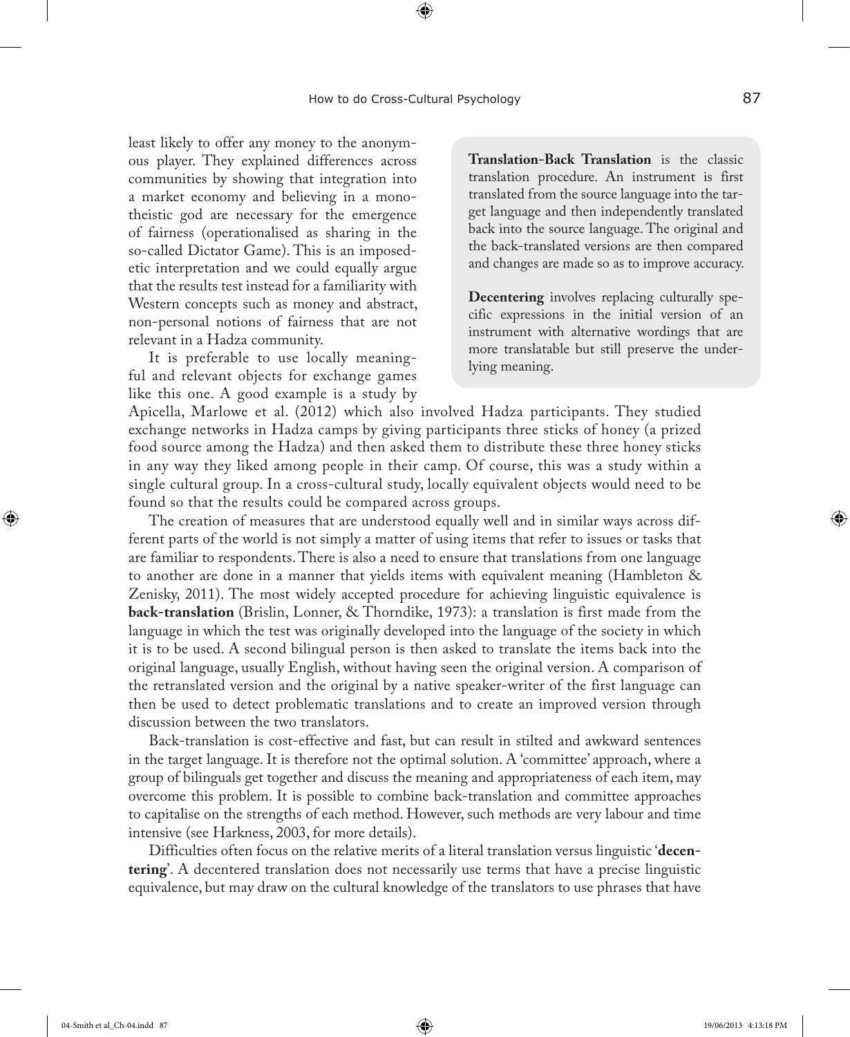least likely to offer any money to the anonymous player. They explained differences across communities by showing that integration into a market economy and believing in a monotheistic god are necessary for the emergence of fairness (operationalised as sharing in the so-called Dictator Game). This is an imposed-etic interpretation and we could equally argue that the results test instead for a familiarity with Western concepts such as money and abstract, non-personal notions of fairness that are not relevant in a Hadza community.

> **Translation-Back Translation** is the classic translation procedure. An instrument is first translated from the source language into the target language and then independently translated back into the source language. The original and the back-translated versions are then compared and changes are made so as to improve accuracy.
>
> **Decentering** involves replacing culturally specific expressions in the initial version of an instrument with alternative wordings that are more translatable but still preserve the underlying meaning.

It is preferable to use locally meaningful and relevant objects for exchange games like this one. A good example is a study by Apicella, Marlowe et al. (2012) which also involved Hadza participants. They studied exchange networks in Hadza camps by giving participants three sticks of honey (a prized food source among the Hadza) and then asked them to distribute these three honey sticks in any way they liked among people in their camp. Of course, this was a study within a single cultural group. In a cross-cultural study, locally equivalent objects would need to be found so that the results could be compared across groups.

The creation of measures that are understood equally well and in similar ways across different parts of the world is not simply a matter of using items that refer to issues or tasks that are familiar to respondents. There is also a need to ensure that translations from one language to another are done in a manner that yields items with equivalent meaning (Hambleton & Zenisky, 2011). The most widely accepted procedure for achieving linguistic equivalence is **back-translation** (Brislin, Lonner, & Thorndike, 1973): a translation is first made from the language in which the test was originally developed into the language of the society in which it is to be used. A second bilingual person is then asked to translate the items back into the original language, usually English, without having seen the original version. A comparison of the retranslated version and the original by a native speaker-writer of the first language can then be used to detect problematic translations and to create an improved version through discussion between the two translators.

Back-translation is cost-effective and fast, but can result in stilted and awkward sentences in the target language. It is therefore not the optimal solution. A 'committee' approach, where a group of bilinguals get together and discuss the meaning and appropriateness of each item, may overcome this problem. It is possible to combine back-translation and committee approaches to capitalise on the strengths of each method. However, such methods are very labour and time intensive (see Harkness, 2003, for more details).

Difficulties often focus on the relative merits of a literal translation versus linguistic '**decentering**'. A decentered translation does not necessarily use terms that have a precise linguistic equivalence, but may draw on the cultural knowledge of the translators to use phrases that have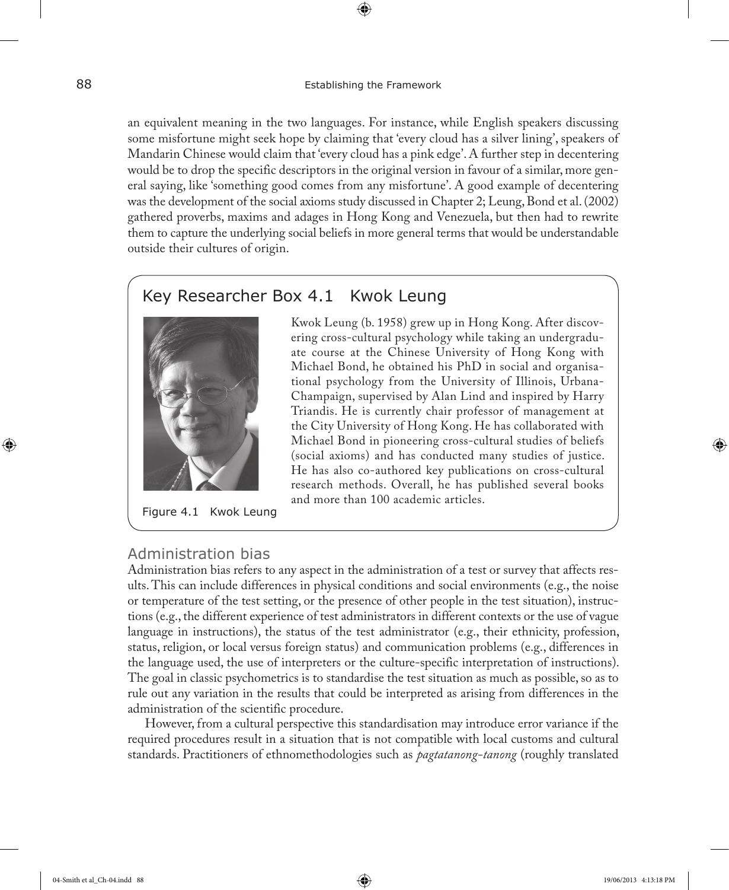an equivalent meaning in the two languages. For instance, while English speakers discussing some misfortune might seek hope by claiming that 'every cloud has a silver lining', speakers of Mandarin Chinese would claim that 'every cloud has a pink edge'. A further step in decentering would be to drop the specific descriptors in the original version in favour of a similar, more general saying, like 'something good comes from any misfortune'. A good example of decentering was the development of the social axioms study discussed in Chapter 2; Leung, Bond et al. (2002) gathered proverbs, maxims and adages in Hong Kong and Venezuela, but then had to rewrite them to capture the underlying social beliefs in more general terms that would be understandable outside their cultures of origin.

## Key Researcher Box 4.1 Kwok Leung

Figure 4.1 Kwok Leung

Kwok Leung (b. 1958) grew up in Hong Kong. After discovering cross-cultural psychology while taking an undergraduate course at the Chinese University of Hong Kong with Michael Bond, he obtained his PhD in social and organisational psychology from the University of Illinois, Urbana-Champaign, supervised by Alan Lind and inspired by Harry Triandis. He is currently chair professor of management at the City University of Hong Kong. He has collaborated with Michael Bond in pioneering cross-cultural studies of beliefs (social axioms) and has conducted many studies of justice. He has also co-authored key publications on cross-cultural research methods. Overall, he has published several books and more than 100 academic articles.

### Administration bias

Administration bias refers to any aspect in the administration of a test or survey that affects results. This can include differences in physical conditions and social environments (e.g., the noise or temperature of the test setting, or the presence of other people in the test situation), instructions (e.g., the different experience of test administrators in different contexts or the use of vague language in instructions), the status of the test administrator (e.g., their ethnicity, profession, status, religion, or local versus foreign status) and communication problems (e.g., differences in the language used, the use of interpreters or the culture-specific interpretation of instructions). The goal in classic psychometrics is to standardise the test situation as much as possible, so as to rule out any variation in the results that could be interpreted as arising from differences in the administration of the scientific procedure.

However, from a cultural perspective this standardisation may introduce error variance if the required procedures result in a situation that is not compatible with local customs and cultural standards. Practitioners of ethnomethodologies such as *pagtatanong-tanong* (roughly translated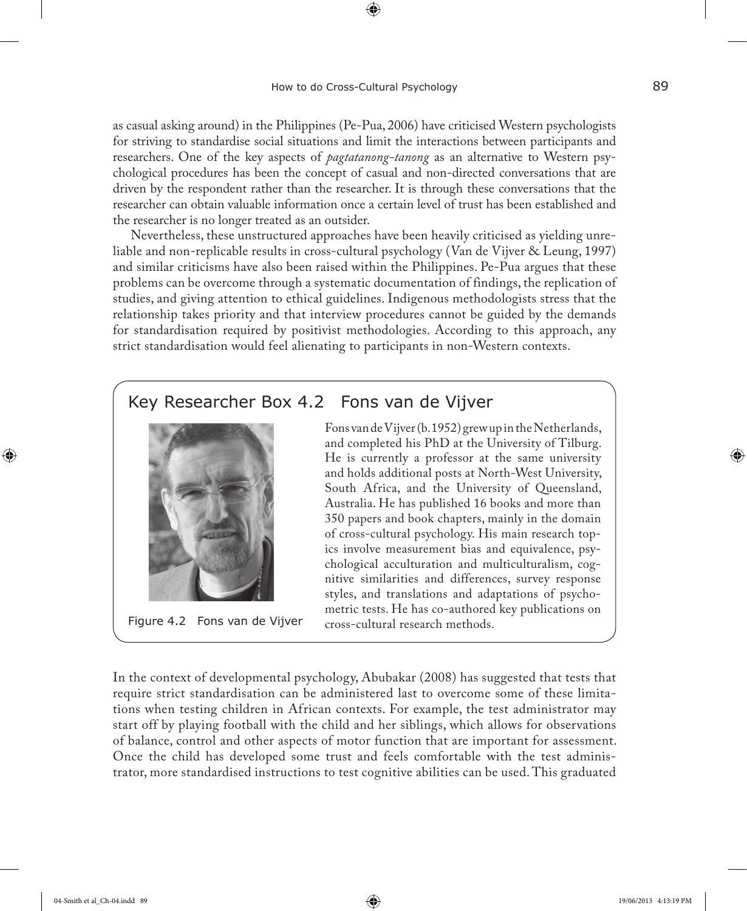as casual asking around) in the Philippines (Pe-Pua, 2006) have criticised Western psychologists for striving to standardise social situations and limit the interactions between participants and researchers. One of the key aspects of *pagtatanong-tanong* as an alternative to Western psychological procedures has been the concept of casual and non-directed conversations that are driven by the respondent rather than the researcher. It is through these conversations that the researcher can obtain valuable information once a certain level of trust has been established and the researcher is no longer treated as an outsider.

Nevertheless, these unstructured approaches have been heavily criticised as yielding unreliable and non-replicable results in cross-cultural psychology (Van de Vijver & Leung, 1997) and similar criticisms have also been raised within the Philippines. Pe-Pua argues that these problems can be overcome through a systematic documentation of findings, the replication of studies, and giving attention to ethical guidelines. Indigenous methodologists stress that the relationship takes priority and that interview procedures cannot be guided by the demands for standardisation required by positivist methodologies. According to this approach, any strict standardisation would feel alienating to participants in non-Western contexts.

## Key Researcher Box 4.2 Fons van de Vijver

Figure 4.2 Fons van de Vijver

Fons van de Vijver (b.1952) grew up in the Netherlands, and completed his PhD at the University of Tilburg. He is currently a professor at the same university and holds additional posts at North-West University, South Africa, and the University of Queensland, Australia. He has published 16 books and more than 350 papers and book chapters, mainly in the domain of cross-cultural psychology. His main research topics involve measurement bias and equivalence, psychological acculturation and multiculturalism, cognitive similarities and differences, survey response styles, and translations and adaptations of psychometric tests. He has co-authored key publications on cross-cultural research methods.

In the context of developmental psychology, Abubakar (2008) has suggested that tests that require strict standardisation can be administered last to overcome some of these limitations when testing children in African contexts. For example, the test administrator may start off by playing football with the child and her siblings, which allows for observations of balance, control and other aspects of motor function that are important for assessment. Once the child has developed some trust and feels comfortable with the test administrator, more standardised instructions to test cognitive abilities can be used. This graduated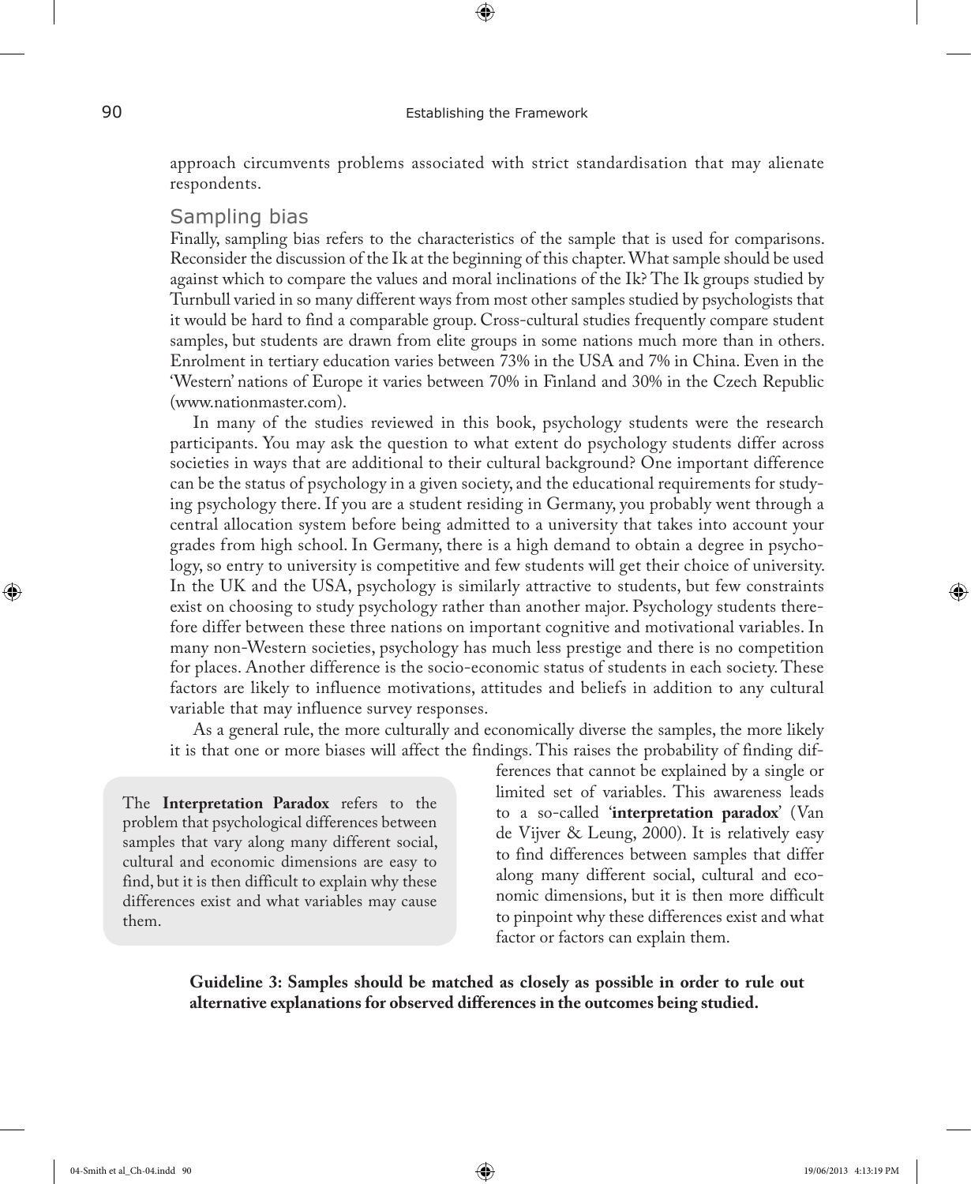approach circumvents problems associated with strict standardisation that may alienate respondents.

## Sampling bias

Finally, sampling bias refers to the characteristics of the sample that is used for comparisons. Reconsider the discussion of the Ik at the beginning of this chapter. What sample should be used against which to compare the values and moral inclinations of the Ik? The Ik groups studied by Turnbull varied in so many different ways from most other samples studied by psychologists that it would be hard to find a comparable group. Cross-cultural studies frequently compare student samples, but students are drawn from elite groups in some nations much more than in others. Enrolment in tertiary education varies between 73% in the USA and 7% in China. Even in the 'Western' nations of Europe it varies between 70% in Finland and 30% in the Czech Republic (www.nationmaster.com).

In many of the studies reviewed in this book, psychology students were the research participants. You may ask the question to what extent do psychology students differ across societies in ways that are additional to their cultural background? One important difference can be the status of psychology in a given society, and the educational requirements for studying psychology there. If you are a student residing in Germany, you probably went through a central allocation system before being admitted to a university that takes into account your grades from high school. In Germany, there is a high demand to obtain a degree in psychology, so entry to university is competitive and few students will get their choice of university. In the UK and the USA, psychology is similarly attractive to students, but few constraints exist on choosing to study psychology rather than another major. Psychology students therefore differ between these three nations on important cognitive and motivational variables. In many non-Western societies, psychology has much less prestige and there is no competition for places. Another difference is the socio-economic status of students in each society. These factors are likely to influence motivations, attitudes and beliefs in addition to any cultural variable that may influence survey responses.

As a general rule, the more culturally and economically diverse the samples, the more likely it is that one or more biases will affect the findings. This raises the probability of finding differences that cannot be explained by a single or limited set of variables. This awareness leads to a so-called '**interpretation paradox**' (Van de Vijver & Leung, 2000). It is relatively easy to find differences between samples that differ along many different social, cultural and economic dimensions, but it is then more difficult to pinpoint why these differences exist and what factor or factors can explain them.

> The **Interpretation Paradox** refers to the problem that psychological differences between samples that vary along many different social, cultural and economic dimensions are easy to find, but it is then difficult to explain why these differences exist and what variables may cause them.

**Guideline 3: Samples should be matched as closely as possible in order to rule out alternative explanations for observed differences in the outcomes being studied.**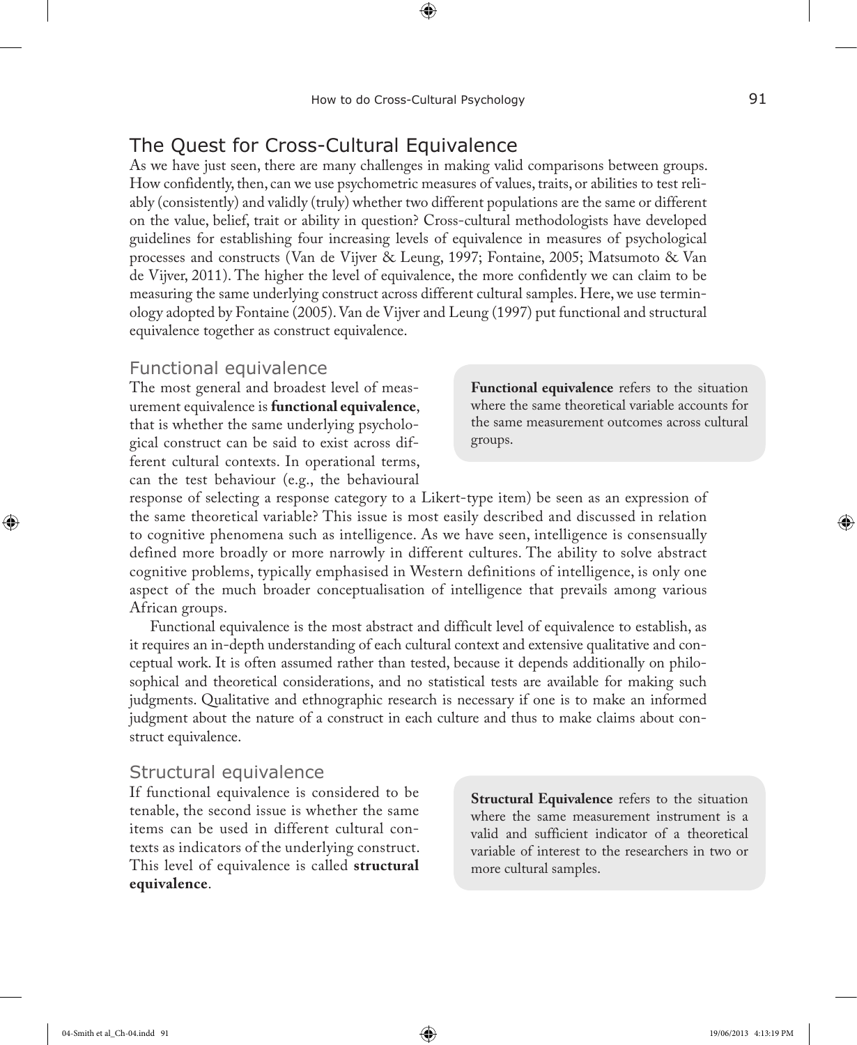## The Quest for Cross-Cultural Equivalence

As we have just seen, there are many challenges in making valid comparisons between groups. How confidently, then, can we use psychometric measures of values, traits, or abilities to test reliably (consistently) and validly (truly) whether two different populations are the same or different on the value, belief, trait or ability in question? Cross-cultural methodologists have developed guidelines for establishing four increasing levels of equivalence in measures of psychological processes and constructs (Van de Vijver & Leung, 1997; Fontaine, 2005; Matsumoto & Van de Vijver, 2011). The higher the level of equivalence, the more confidently we can claim to be measuring the same underlying construct across different cultural samples. Here, we use terminology adopted by Fontaine (2005). Van de Vijver and Leung (1997) put functional and structural equivalence together as construct equivalence.

### Functional equivalence

The most general and broadest level of measurement equivalence is **functional equivalence**, that is whether the same underlying psychological construct can be said to exist across different cultural contexts. In operational terms, can the test behaviour (e.g., the behavioural response of selecting a response category to a Likert-type item) be seen as an expression of the same theoretical variable? This issue is most easily described and discussed in relation to cognitive phenomena such as intelligence. As we have seen, intelligence is consensually defined more broadly or more narrowly in different cultures. The ability to solve abstract cognitive problems, typically emphasised in Western definitions of intelligence, is only one aspect of the much broader conceptualisation of intelligence that prevails among various African groups.

> **Functional equivalence** refers to the situation where the same theoretical variable accounts for the same measurement outcomes across cultural groups.

Functional equivalence is the most abstract and difficult level of equivalence to establish, as it requires an in-depth understanding of each cultural context and extensive qualitative and conceptual work. It is often assumed rather than tested, because it depends additionally on philosophical and theoretical considerations, and no statistical tests are available for making such judgments. Qualitative and ethnographic research is necessary if one is to make an informed judgment about the nature of a construct in each culture and thus to make claims about construct equivalence.

### Structural equivalence

If functional equivalence is considered to be tenable, the second issue is whether the same items can be used in different cultural contexts as indicators of the underlying construct. This level of equivalence is called **structural equivalence**.

> **Structural Equivalence** refers to the situation where the same measurement instrument is a valid and sufficient indicator of a theoretical variable of interest to the researchers in two or more cultural samples.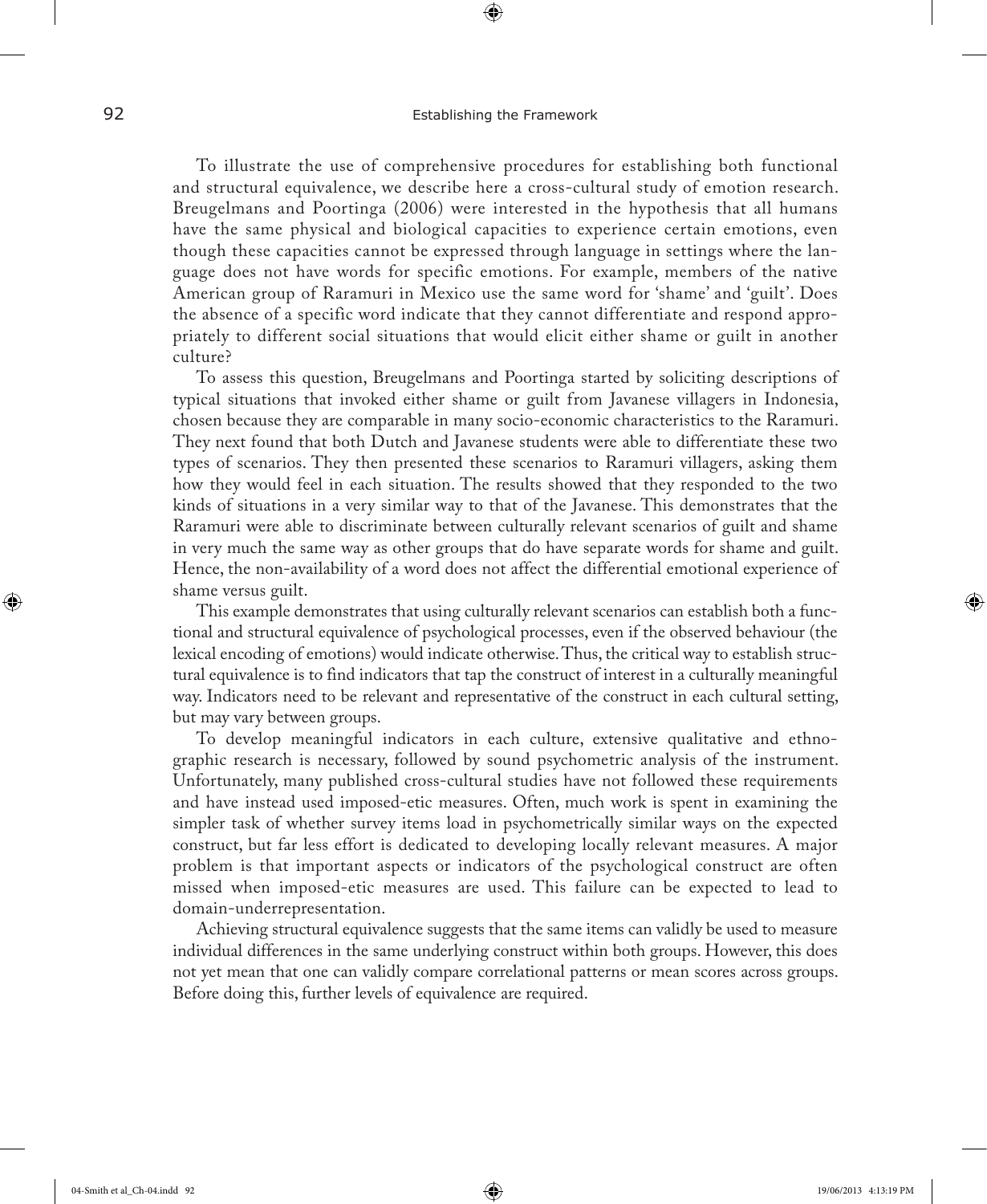To illustrate the use of comprehensive procedures for establishing both functional and structural equivalence, we describe here a cross-cultural study of emotion research. Breugelmans and Poortinga (2006) were interested in the hypothesis that all humans have the same physical and biological capacities to experience certain emotions, even though these capacities cannot be expressed through language in settings where the language does not have words for specific emotions. For example, members of the native American group of Raramuri in Mexico use the same word for 'shame' and 'guilt'. Does the absence of a specific word indicate that they cannot differentiate and respond appropriately to different social situations that would elicit either shame or guilt in another culture?

To assess this question, Breugelmans and Poortinga started by soliciting descriptions of typical situations that invoked either shame or guilt from Javanese villagers in Indonesia, chosen because they are comparable in many socio-economic characteristics to the Raramuri. They next found that both Dutch and Javanese students were able to differentiate these two types of scenarios. They then presented these scenarios to Raramuri villagers, asking them how they would feel in each situation. The results showed that they responded to the two kinds of situations in a very similar way to that of the Javanese. This demonstrates that the Raramuri were able to discriminate between culturally relevant scenarios of guilt and shame in very much the same way as other groups that do have separate words for shame and guilt. Hence, the non-availability of a word does not affect the differential emotional experience of shame versus guilt.

This example demonstrates that using culturally relevant scenarios can establish both a functional and structural equivalence of psychological processes, even if the observed behaviour (the lexical encoding of emotions) would indicate otherwise. Thus, the critical way to establish structural equivalence is to find indicators that tap the construct of interest in a culturally meaningful way. Indicators need to be relevant and representative of the construct in each cultural setting, but may vary between groups.

To develop meaningful indicators in each culture, extensive qualitative and ethnographic research is necessary, followed by sound psychometric analysis of the instrument. Unfortunately, many published cross-cultural studies have not followed these requirements and have instead used imposed-etic measures. Often, much work is spent in examining the simpler task of whether survey items load in psychometrically similar ways on the expected construct, but far less effort is dedicated to developing locally relevant measures. A major problem is that important aspects or indicators of the psychological construct are often missed when imposed-etic measures are used. This failure can be expected to lead to domain-underrepresentation.

Achieving structural equivalence suggests that the same items can validly be used to measure individual differences in the same underlying construct within both groups. However, this does not yet mean that one can validly compare correlational patterns or mean scores across groups. Before doing this, further levels of equivalence are required.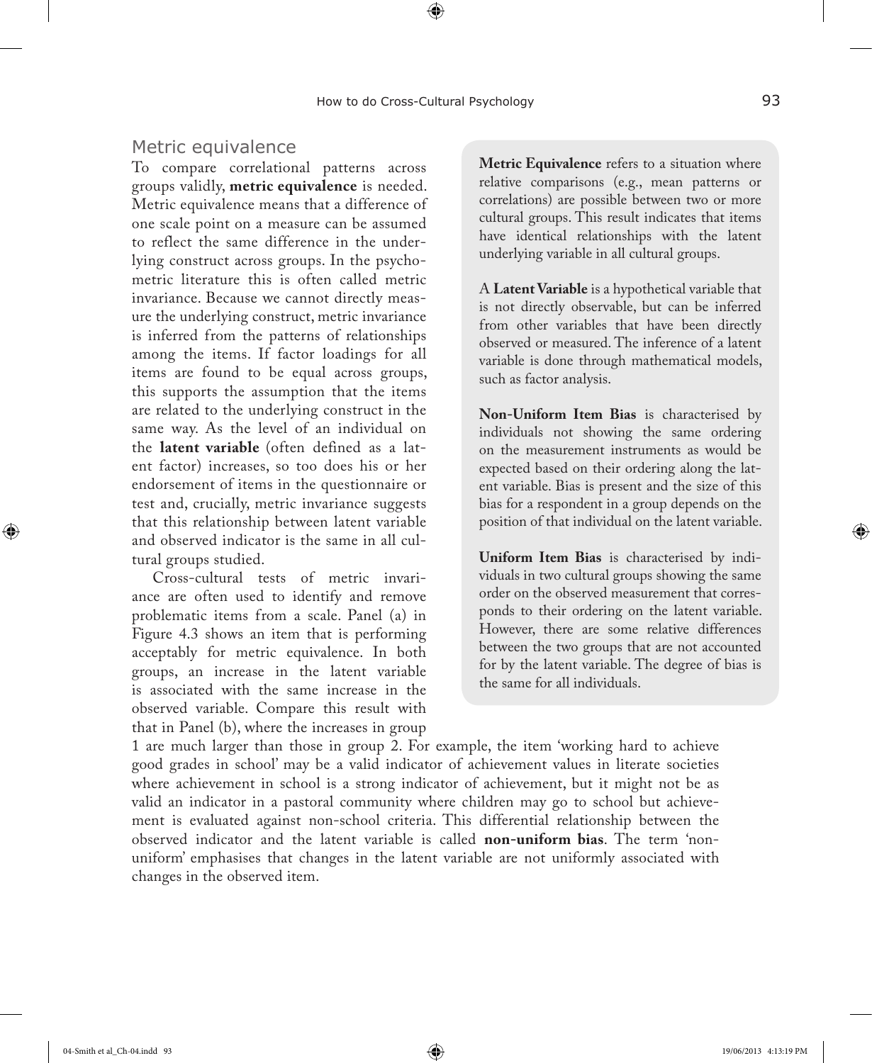## Metric equivalence

To compare correlational patterns across groups validly, **metric equivalence** is needed. Metric equivalence means that a difference of one scale point on a measure can be assumed to reflect the same difference in the underlying construct across groups. In the psychometric literature this is often called metric invariance. Because we cannot directly measure the underlying construct, metric invariance is inferred from the patterns of relationships among the items. If factor loadings for all items are found to be equal across groups, this supports the assumption that the items are related to the underlying construct in the same way. As the level of an individual on the **latent variable** (often defined as a latent factor) increases, so too does his or her endorsement of items in the questionnaire or test and, crucially, metric invariance suggests that this relationship between latent variable and observed indicator is the same in all cultural groups studied.

Cross-cultural tests of metric invariance are often used to identify and remove problematic items from a scale. Panel (a) in Figure 4.3 shows an item that is performing acceptably for metric equivalence. In both groups, an increase in the latent variable is associated with the same increase in the observed variable. Compare this result with that in Panel (b), where the increases in group 1 are much larger than those in group 2. For example, the item 'working hard to achieve good grades in school' may be a valid indicator of achievement values in literate societies where achievement in school is a strong indicator of achievement, but it might not be as valid an indicator in a pastoral community where children may go to school but achievement is evaluated against non-school criteria. This differential relationship between the observed indicator and the latent variable is called **non-uniform bias**. The term 'non-uniform' emphasises that changes in the latent variable are not uniformly associated with changes in the observed item.

**Metric Equivalence** refers to a situation where relative comparisons (e.g., mean patterns or correlations) are possible between two or more cultural groups. This result indicates that items have identical relationships with the latent underlying variable in all cultural groups.

A **Latent Variable** is a hypothetical variable that is not directly observable, but can be inferred from other variables that have been directly observed or measured. The inference of a latent variable is done through mathematical models, such as factor analysis.

**Non-Uniform Item Bias** is characterised by individuals not showing the same ordering on the measurement instruments as would be expected based on their ordering along the latent variable. Bias is present and the size of this bias for a respondent in a group depends on the position of that individual on the latent variable.

**Uniform Item Bias** is characterised by individuals in two cultural groups showing the same order on the observed measurement that corresponds to their ordering on the latent variable. However, there are some relative differences between the two groups that are not accounted for by the latent variable. The degree of bias is the same for all individuals.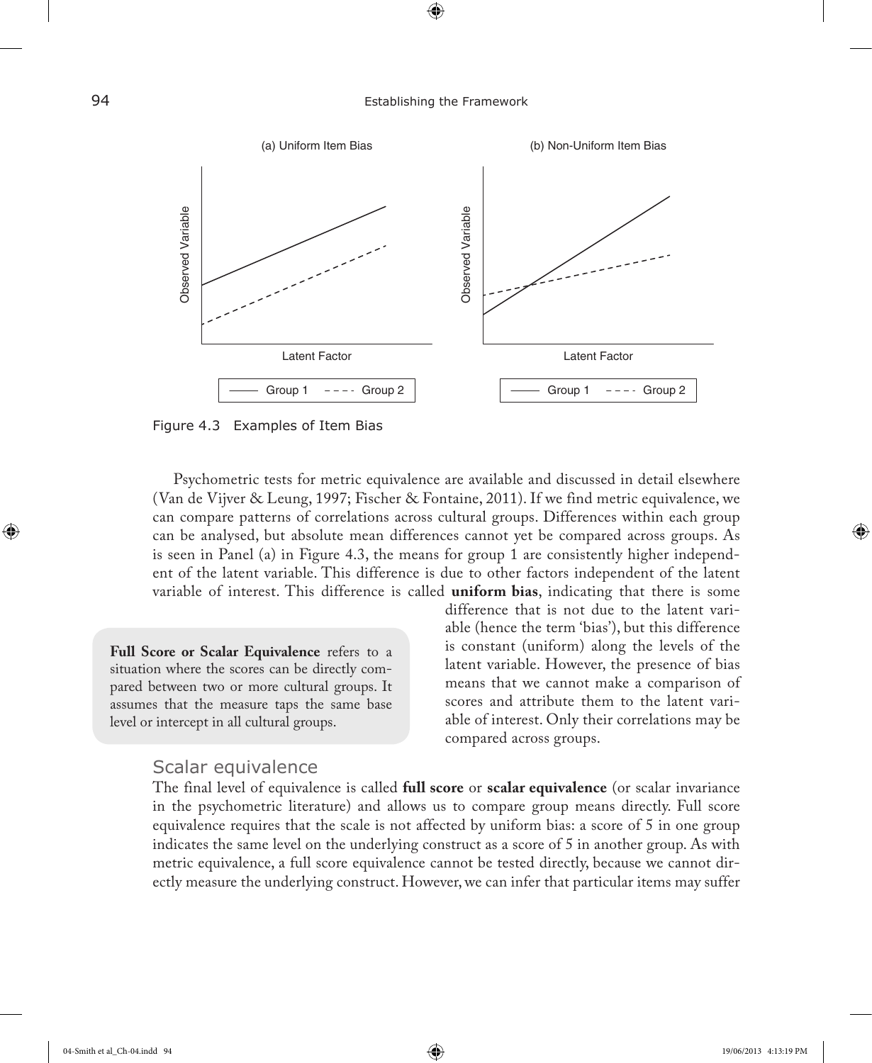Figure 4.3 Examples of Item Bias

Psychometric tests for metric equivalence are available and discussed in detail elsewhere (Van de Vijver & Leung, 1997; Fischer & Fontaine, 2011). If we find metric equivalence, we can compare patterns of correlations across cultural groups. Differences within each group can be analysed, but absolute mean differences cannot yet be compared across groups. As is seen in Panel (a) in Figure 4.3, the means for group 1 are consistently higher independent of the latent variable. This difference is due to other factors independent of the latent variable of interest. This difference is called **uniform bias**, indicating that there is some difference that is not due to the latent variable (hence the term 'bias'), but this difference is constant (uniform) along the levels of the latent variable. However, the presence of bias means that we cannot make a comparison of scores and attribute them to the latent variable of interest. Only their correlations may be compared across groups.

> **Full Score or Scalar Equivalence** refers to a situation where the scores can be directly compared between two or more cultural groups. It assumes that the measure taps the same base level or intercept in all cultural groups.

## Scalar equivalence

The final level of equivalence is called **full score** or **scalar equivalence** (or scalar invariance in the psychometric literature) and allows us to compare group means directly. Full score equivalence requires that the scale is not affected by uniform bias: a score of 5 in one group indicates the same level on the underlying construct as a score of 5 in another group. As with metric equivalence, a full score equivalence cannot be tested directly, because we cannot directly measure the underlying construct. However, we can infer that particular items may suffer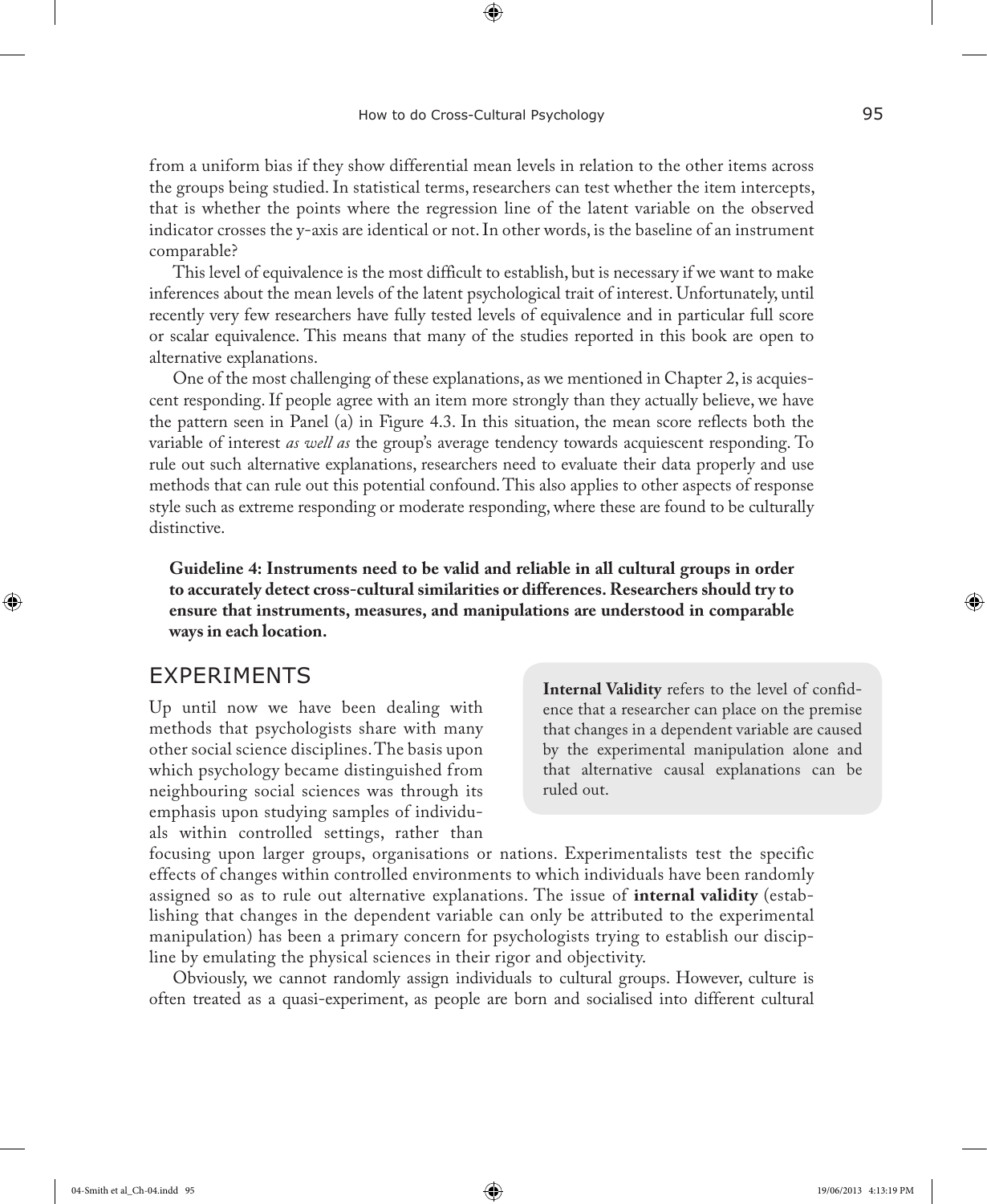from a uniform bias if they show differential mean levels in relation to the other items across the groups being studied. In statistical terms, researchers can test whether the item intercepts, that is whether the points where the regression line of the latent variable on the observed indicator crosses the y-axis are identical or not. In other words, is the baseline of an instrument comparable?

This level of equivalence is the most difficult to establish, but is necessary if we want to make inferences about the mean levels of the latent psychological trait of interest. Unfortunately, until recently very few researchers have fully tested levels of equivalence and in particular full score or scalar equivalence. This means that many of the studies reported in this book are open to alternative explanations.

One of the most challenging of these explanations, as we mentioned in Chapter 2, is acquiescent responding. If people agree with an item more strongly than they actually believe, we have the pattern seen in Panel (a) in Figure 4.3. In this situation, the mean score reflects both the variable of interest *as well as* the group's average tendency towards acquiescent responding. To rule out such alternative explanations, researchers need to evaluate their data properly and use methods that can rule out this potential confound. This also applies to other aspects of response style such as extreme responding or moderate responding, where these are found to be culturally distinctive.

**Guideline 4: Instruments need to be valid and reliable in all cultural groups in order to accurately detect cross-cultural similarities or differences. Researchers should try to ensure that instruments, measures, and manipulations are understood in comparable ways in each location.**

## EXPERIMENTS

Up until now we have been dealing with methods that psychologists share with many other social science disciplines. The basis upon which psychology became distinguished from neighbouring social sciences was through its emphasis upon studying samples of individuals within controlled settings, rather than focusing upon larger groups, organisations or nations. Experimentalists test the specific effects of changes within controlled environments to which individuals have been randomly assigned so as to rule out alternative explanations. The issue of **internal validity** (establishing that changes in the dependent variable can only be attributed to the experimental manipulation) has been a primary concern for psychologists trying to establish our discipline by emulating the physical sciences in their rigor and objectivity.

> **Internal Validity** refers to the level of confidence that a researcher can place on the premise that changes in a dependent variable are caused by the experimental manipulation alone and that alternative causal explanations can be ruled out.

Obviously, we cannot randomly assign individuals to cultural groups. However, culture is often treated as a quasi-experiment, as people are born and socialised into different cultural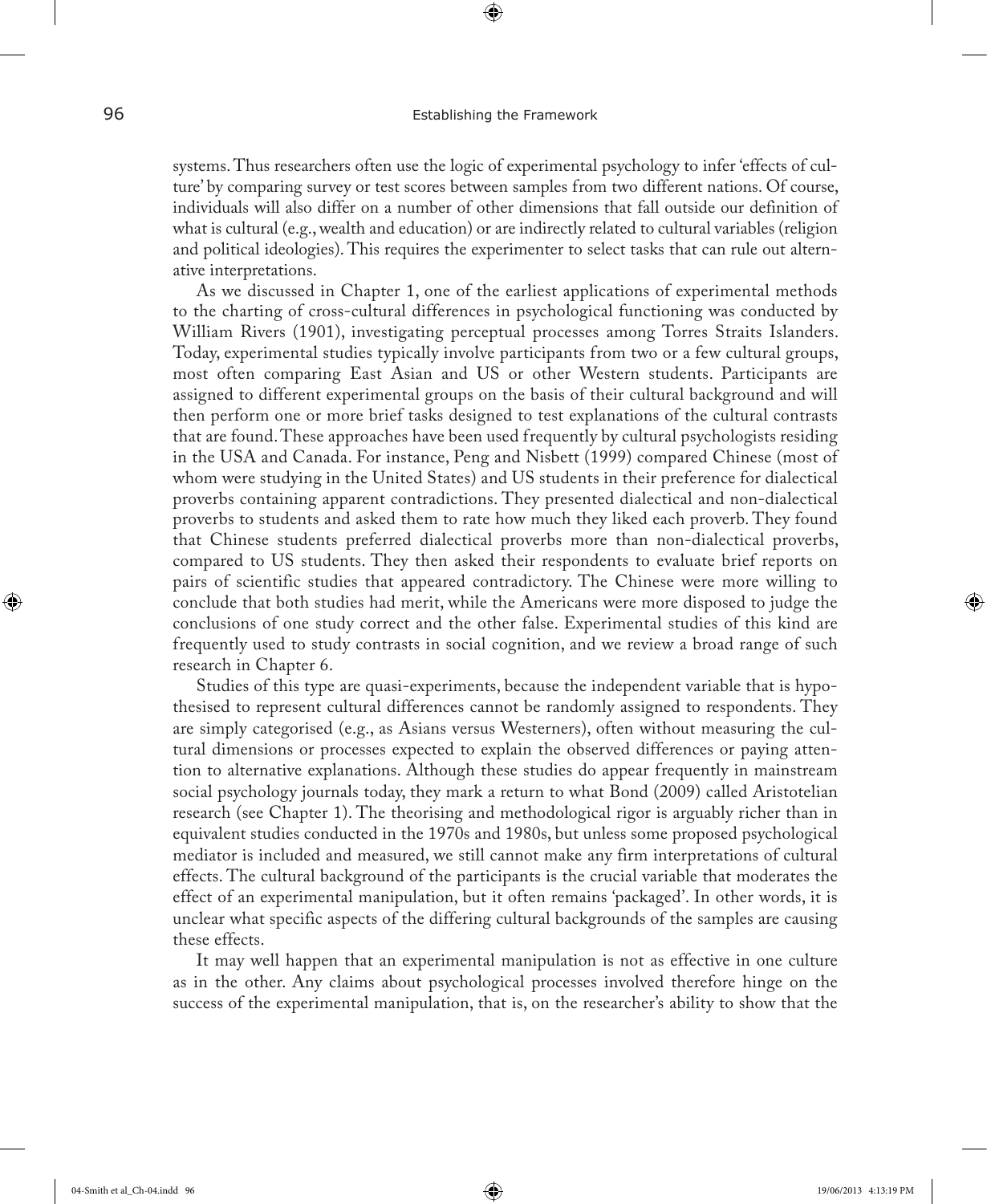systems. Thus researchers often use the logic of experimental psychology to infer 'effects of culture' by comparing survey or test scores between samples from two different nations. Of course, individuals will also differ on a number of other dimensions that fall outside our definition of what is cultural (e.g., wealth and education) or are indirectly related to cultural variables (religion and political ideologies). This requires the experimenter to select tasks that can rule out alternative interpretations.

As we discussed in Chapter 1, one of the earliest applications of experimental methods to the charting of cross-cultural differences in psychological functioning was conducted by William Rivers (1901), investigating perceptual processes among Torres Straits Islanders. Today, experimental studies typically involve participants from two or a few cultural groups, most often comparing East Asian and US or other Western students. Participants are assigned to different experimental groups on the basis of their cultural background and will then perform one or more brief tasks designed to test explanations of the cultural contrasts that are found. These approaches have been used frequently by cultural psychologists residing in the USA and Canada. For instance, Peng and Nisbett (1999) compared Chinese (most of whom were studying in the United States) and US students in their preference for dialectical proverbs containing apparent contradictions. They presented dialectical and non-dialectical proverbs to students and asked them to rate how much they liked each proverb. They found that Chinese students preferred dialectical proverbs more than non-dialectical proverbs, compared to US students. They then asked their respondents to evaluate brief reports on pairs of scientific studies that appeared contradictory. The Chinese were more willing to conclude that both studies had merit, while the Americans were more disposed to judge the conclusions of one study correct and the other false. Experimental studies of this kind are frequently used to study contrasts in social cognition, and we review a broad range of such research in Chapter 6.

Studies of this type are quasi-experiments, because the independent variable that is hypothesised to represent cultural differences cannot be randomly assigned to respondents. They are simply categorised (e.g., as Asians versus Westerners), often without measuring the cultural dimensions or processes expected to explain the observed differences or paying attention to alternative explanations. Although these studies do appear frequently in mainstream social psychology journals today, they mark a return to what Bond (2009) called Aristotelian research (see Chapter 1). The theorising and methodological rigor is arguably richer than in equivalent studies conducted in the 1970s and 1980s, but unless some proposed psychological mediator is included and measured, we still cannot make any firm interpretations of cultural effects. The cultural background of the participants is the crucial variable that moderates the effect of an experimental manipulation, but it often remains 'packaged'. In other words, it is unclear what specific aspects of the differing cultural backgrounds of the samples are causing these effects.

It may well happen that an experimental manipulation is not as effective in one culture as in the other. Any claims about psychological processes involved therefore hinge on the success of the experimental manipulation, that is, on the researcher's ability to show that the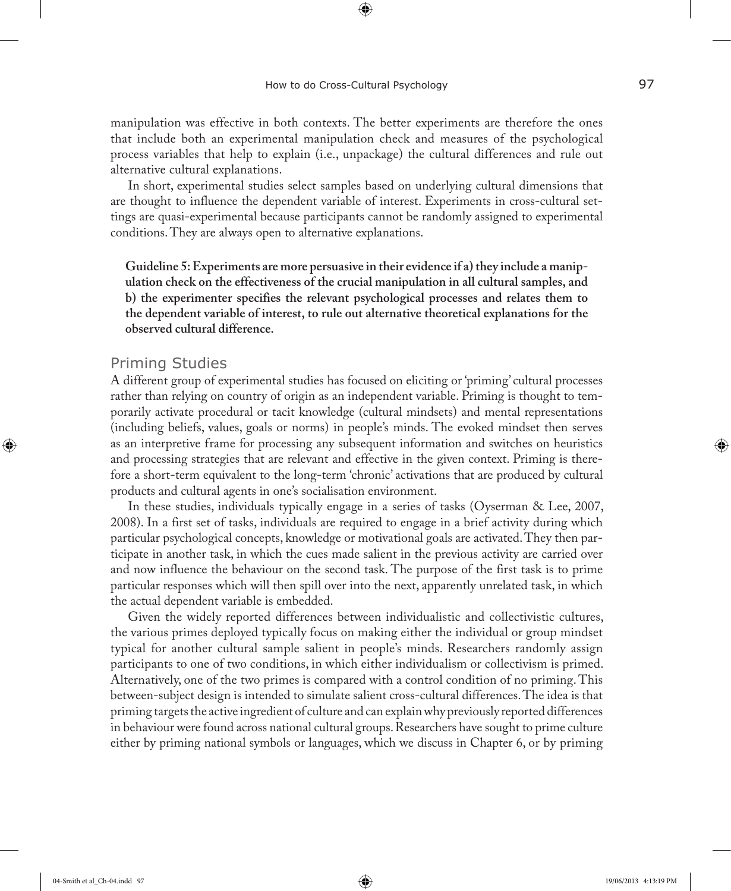manipulation was effective in both contexts. The better experiments are therefore the ones that include both an experimental manipulation check and measures of the psychological process variables that help to explain (i.e., unpackage) the cultural differences and rule out alternative cultural explanations.

In short, experimental studies select samples based on underlying cultural dimensions that are thought to influence the dependent variable of interest. Experiments in cross-cultural settings are quasi-experimental because participants cannot be randomly assigned to experimental conditions. They are always open to alternative explanations.

**Guideline 5: Experiments are more persuasive in their evidence if a) they include a manipulation check on the effectiveness of the crucial manipulation in all cultural samples, and b) the experimenter specifies the relevant psychological processes and relates them to the dependent variable of interest, to rule out alternative theoretical explanations for the observed cultural difference.**

## Priming Studies

A different group of experimental studies has focused on eliciting or 'priming' cultural processes rather than relying on country of origin as an independent variable. Priming is thought to temporarily activate procedural or tacit knowledge (cultural mindsets) and mental representations (including beliefs, values, goals or norms) in people's minds. The evoked mindset then serves as an interpretive frame for processing any subsequent information and switches on heuristics and processing strategies that are relevant and effective in the given context. Priming is therefore a short-term equivalent to the long-term 'chronic' activations that are produced by cultural products and cultural agents in one's socialisation environment.

In these studies, individuals typically engage in a series of tasks (Oyserman & Lee, 2007, 2008). In a first set of tasks, individuals are required to engage in a brief activity during which particular psychological concepts, knowledge or motivational goals are activated. They then participate in another task, in which the cues made salient in the previous activity are carried over and now influence the behaviour on the second task. The purpose of the first task is to prime particular responses which will then spill over into the next, apparently unrelated task, in which the actual dependent variable is embedded.

Given the widely reported differences between individualistic and collectivistic cultures, the various primes deployed typically focus on making either the individual or group mindset typical for another cultural sample salient in people's minds. Researchers randomly assign participants to one of two conditions, in which either individualism or collectivism is primed. Alternatively, one of the two primes is compared with a control condition of no priming. This between-subject design is intended to simulate salient cross-cultural differences. The idea is that priming targets the active ingredient of culture and can explain why previously reported differences in behaviour were found across national cultural groups. Researchers have sought to prime culture either by priming national symbols or languages, which we discuss in Chapter 6, or by priming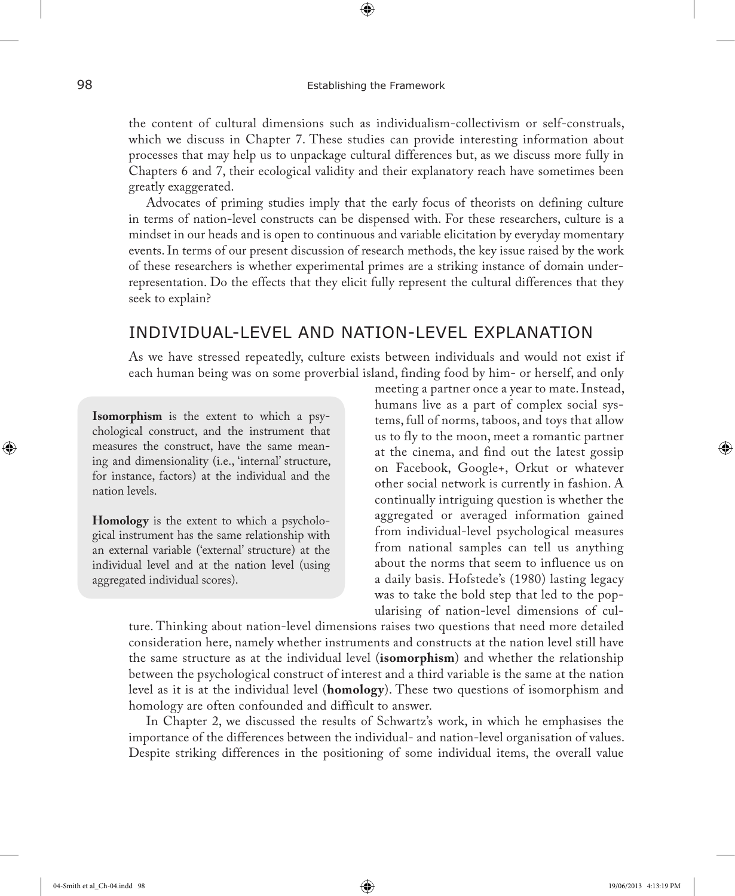the content of cultural dimensions such as individualism-collectivism or self-construals, which we discuss in Chapter 7. These studies can provide interesting information about processes that may help us to unpackage cultural differences but, as we discuss more fully in Chapters 6 and 7, their ecological validity and their explanatory reach have sometimes been greatly exaggerated.

Advocates of priming studies imply that the early focus of theorists on defining culture in terms of nation-level constructs can be dispensed with. For these researchers, culture is a mindset in our heads and is open to continuous and variable elicitation by everyday momentary events. In terms of our present discussion of research methods, the key issue raised by the work of these researchers is whether experimental primes are a striking instance of domain under-representation. Do the effects that they elicit fully represent the cultural differences that they seek to explain?

## INDIVIDUAL-LEVEL AND NATION-LEVEL EXPLANATION

As we have stressed repeatedly, culture exists between individuals and would not exist if each human being was on some proverbial island, finding food by him- or herself, and only meeting a partner once a year to mate. Instead, humans live as a part of complex social systems, full of norms, taboos, and toys that allow us to fly to the moon, meet a romantic partner at the cinema, and find out the latest gossip on Facebook, Google+, Orkut or whatever other social network is currently in fashion. A continually intriguing question is whether the aggregated or averaged information gained from individual-level psychological measures from national samples can tell us anything about the norms that seem to influence us on a daily basis. Hofstede's (1980) lasting legacy was to take the bold step that led to the popularising of nation-level dimensions of culture. Thinking about nation-level dimensions raises two questions that need more detailed consideration here, namely whether instruments and constructs at the nation level still have the same structure as at the individual level (**isomorphism**) and whether the relationship between the psychological construct of interest and a third variable is the same at the nation level as it is at the individual level (**homology**). These two questions of isomorphism and homology are often confounded and difficult to answer.

> **Isomorphism** is the extent to which a psychological construct, and the instrument that measures the construct, have the same meaning and dimensionality (i.e., 'internal' structure, for instance, factors) at the individual and the nation levels.
>
> **Homology** is the extent to which a psychological instrument has the same relationship with an external variable ('external' structure) at the individual level and at the nation level (using aggregated individual scores).

In Chapter 2, we discussed the results of Schwartz's work, in which he emphasises the importance of the differences between the individual- and nation-level organisation of values. Despite striking differences in the positioning of some individual items, the overall value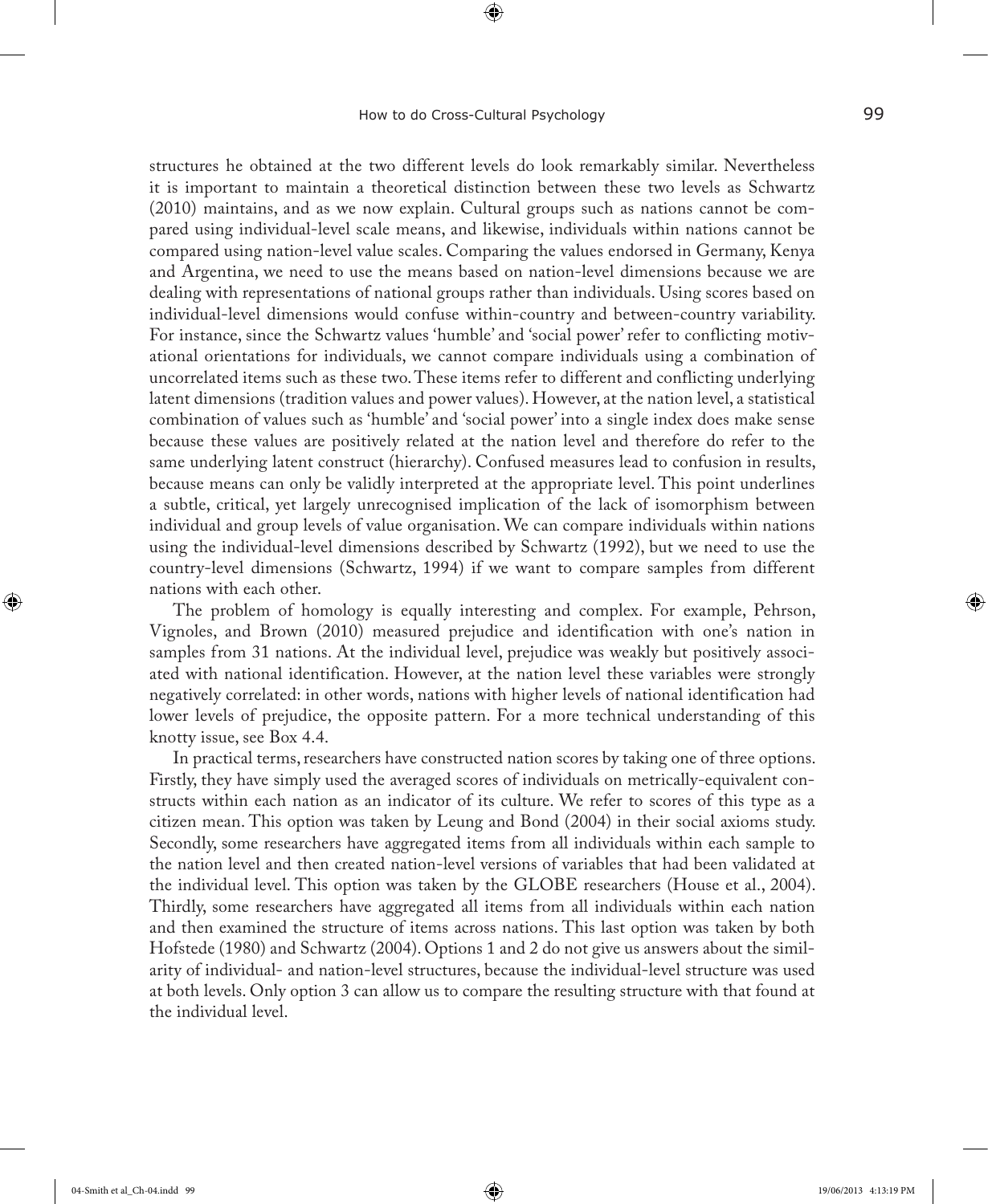structures he obtained at the two different levels do look remarkably similar. Nevertheless it is important to maintain a theoretical distinction between these two levels as Schwartz (2010) maintains, and as we now explain. Cultural groups such as nations cannot be compared using individual-level scale means, and likewise, individuals within nations cannot be compared using nation-level value scales. Comparing the values endorsed in Germany, Kenya and Argentina, we need to use the means based on nation-level dimensions because we are dealing with representations of national groups rather than individuals. Using scores based on individual-level dimensions would confuse within-country and between-country variability. For instance, since the Schwartz values 'humble' and 'social power' refer to conflicting motivational orientations for individuals, we cannot compare individuals using a combination of uncorrelated items such as these two. These items refer to different and conflicting underlying latent dimensions (tradition values and power values). However, at the nation level, a statistical combination of values such as 'humble' and 'social power' into a single index does make sense because these values are positively related at the nation level and therefore do refer to the same underlying latent construct (hierarchy). Confused measures lead to confusion in results, because means can only be validly interpreted at the appropriate level. This point underlines a subtle, critical, yet largely unrecognised implication of the lack of isomorphism between individual and group levels of value organisation. We can compare individuals within nations using the individual-level dimensions described by Schwartz (1992), but we need to use the country-level dimensions (Schwartz, 1994) if we want to compare samples from different nations with each other.

The problem of homology is equally interesting and complex. For example, Pehrson, Vignoles, and Brown (2010) measured prejudice and identification with one's nation in samples from 31 nations. At the individual level, prejudice was weakly but positively associated with national identification. However, at the nation level these variables were strongly negatively correlated: in other words, nations with higher levels of national identification had lower levels of prejudice, the opposite pattern. For a more technical understanding of this knotty issue, see Box 4.4.

In practical terms, researchers have constructed nation scores by taking one of three options. Firstly, they have simply used the averaged scores of individuals on metrically-equivalent constructs within each nation as an indicator of its culture. We refer to scores of this type as a citizen mean. This option was taken by Leung and Bond (2004) in their social axioms study. Secondly, some researchers have aggregated items from all individuals within each sample to the nation level and then created nation-level versions of variables that had been validated at the individual level. This option was taken by the GLOBE researchers (House et al., 2004). Thirdly, some researchers have aggregated all items from all individuals within each nation and then examined the structure of items across nations. This last option was taken by both Hofstede (1980) and Schwartz (2004). Options 1 and 2 do not give us answers about the similarity of individual- and nation-level structures, because the individual-level structure was used at both levels. Only option 3 can allow us to compare the resulting structure with that found at the individual level.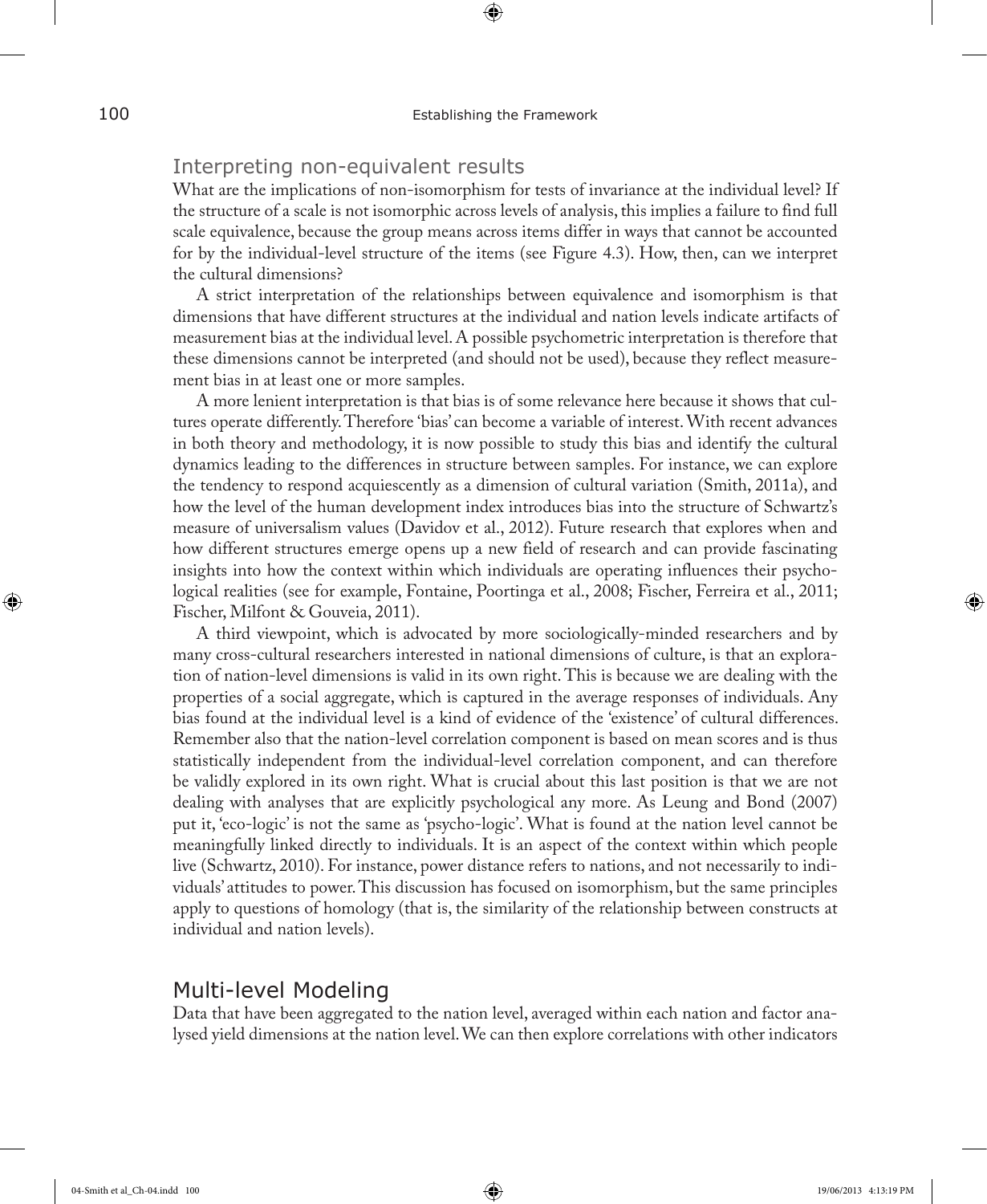## Interpreting non-equivalent results

What are the implications of non-isomorphism for tests of invariance at the individual level? If the structure of a scale is not isomorphic across levels of analysis, this implies a failure to find full scale equivalence, because the group means across items differ in ways that cannot be accounted for by the individual-level structure of the items (see Figure 4.3). How, then, can we interpret the cultural dimensions?

A strict interpretation of the relationships between equivalence and isomorphism is that dimensions that have different structures at the individual and nation levels indicate artifacts of measurement bias at the individual level. A possible psychometric interpretation is therefore that these dimensions cannot be interpreted (and should not be used), because they reflect measurement bias in at least one or more samples.

A more lenient interpretation is that bias is of some relevance here because it shows that cultures operate differently. Therefore 'bias' can become a variable of interest. With recent advances in both theory and methodology, it is now possible to study this bias and identify the cultural dynamics leading to the differences in structure between samples. For instance, we can explore the tendency to respond acquiescently as a dimension of cultural variation (Smith, 2011a), and how the level of the human development index introduces bias into the structure of Schwartz's measure of universalism values (Davidov et al., 2012). Future research that explores when and how different structures emerge opens up a new field of research and can provide fascinating insights into how the context within which individuals are operating influences their psychological realities (see for example, Fontaine, Poortinga et al., 2008; Fischer, Ferreira et al., 2011; Fischer, Milfont & Gouveia, 2011).

A third viewpoint, which is advocated by more sociologically-minded researchers and by many cross-cultural researchers interested in national dimensions of culture, is that an exploration of nation-level dimensions is valid in its own right. This is because we are dealing with the properties of a social aggregate, which is captured in the average responses of individuals. Any bias found at the individual level is a kind of evidence of the 'existence' of cultural differences. Remember also that the nation-level correlation component is based on mean scores and is thus statistically independent from the individual-level correlation component, and can therefore be validly explored in its own right. What is crucial about this last position is that we are not dealing with analyses that are explicitly psychological any more. As Leung and Bond (2007) put it, 'eco-logic' is not the same as 'psycho-logic'. What is found at the nation level cannot be meaningfully linked directly to individuals. It is an aspect of the context within which people live (Schwartz, 2010). For instance, power distance refers to nations, and not necessarily to individuals' attitudes to power. This discussion has focused on isomorphism, but the same principles apply to questions of homology (that is, the similarity of the relationship between constructs at individual and nation levels).

## Multi-level Modeling

Data that have been aggregated to the nation level, averaged within each nation and factor analysed yield dimensions at the nation level. We can then explore correlations with other indicators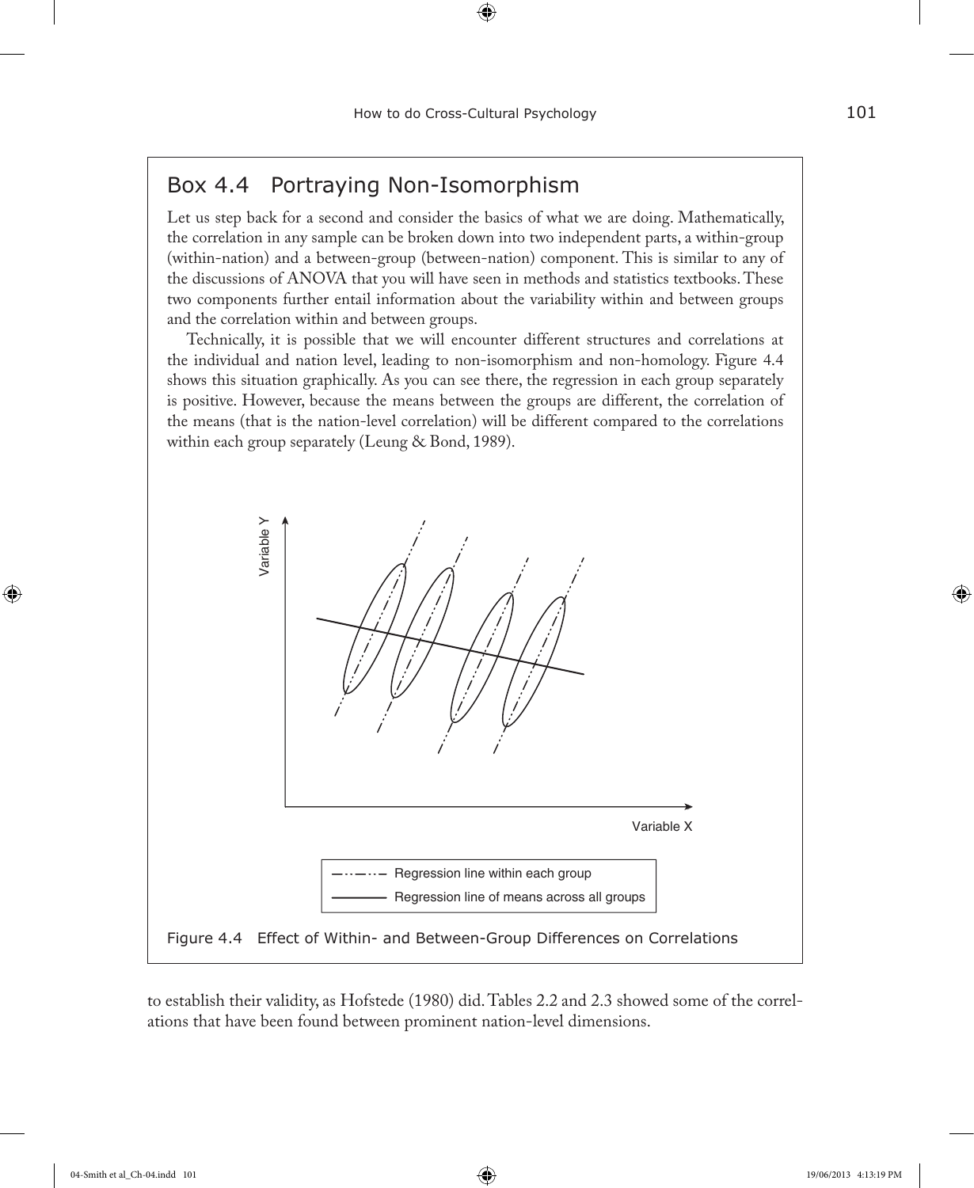## Box 4.4 Portraying Non-Isomorphism

Let us step back for a second and consider the basics of what we are doing. Mathematically, the correlation in any sample can be broken down into two independent parts, a within-group (within-nation) and a between-group (between-nation) component. This is similar to any of the discussions of ANOVA that you will have seen in methods and statistics textbooks. These two components further entail information about the variability within and between groups and the correlation within and between groups.

Technically, it is possible that we will encounter different structures and correlations at the individual and nation level, leading to non-isomorphism and non-homology. Figure 4.4 shows this situation graphically. As you can see there, the regression in each group separately is positive. However, because the means between the groups are different, the correlation of the means (that is the nation-level correlation) will be different compared to the correlations within each group separately (Leung & Bond, 1989).

Figure 4.4 Effect of Within- and Between-Group Differences on Correlations

to establish their validity, as Hofstede (1980) did. Tables 2.2 and 2.3 showed some of the correlations that have been found between prominent nation-level dimensions.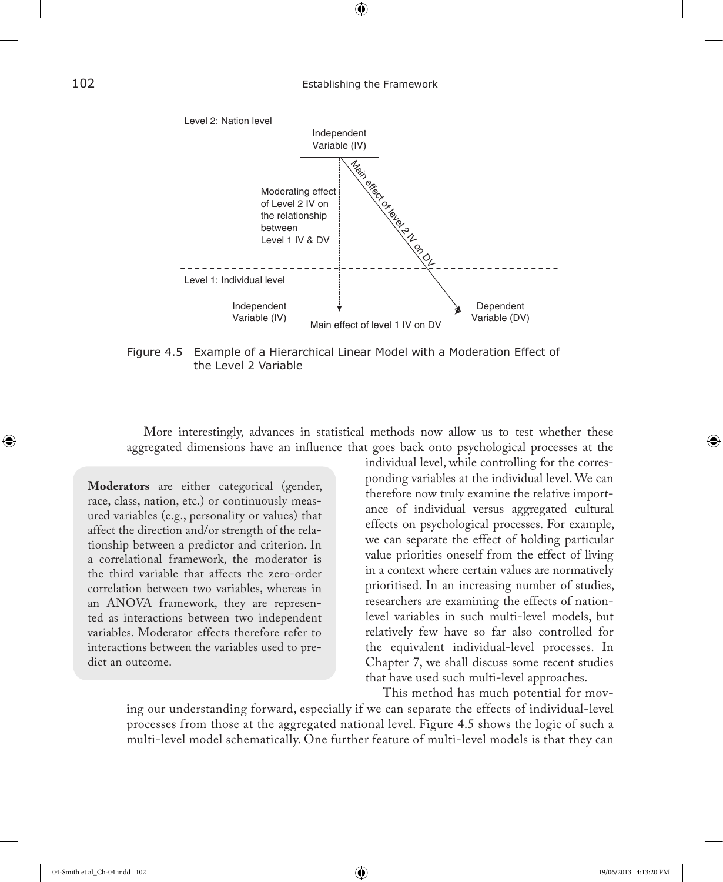Level 2: Nation level

Independent Variable (IV)

Main effect of level 2 IV on DV

Moderating effect of Level 2 IV on the relationship between Level 1 IV & DV

Level 1: Individual level

Independent Variable (IV)

Main effect of level 1 IV on DV

Dependent Variable (DV)

Figure 4.5 Example of a Hierarchical Linear Model with a Moderation Effect of the Level 2 Variable

More interestingly, advances in statistical methods now allow us to test whether these aggregated dimensions have an influence that goes back onto psychological processes at the individual level, while controlling for the corresponding variables at the individual level. We can therefore now truly examine the relative importance of individual versus aggregated cultural effects on psychological processes. For example, we can separate the effect of holding particular value priorities oneself from the effect of living in a context where certain values are normatively prioritised. In an increasing number of studies, researchers are examining the effects of nation-level variables in such multi-level models, but relatively few have so far also controlled for the equivalent individual-level processes. In Chapter 7, we shall discuss some recent studies that have used such multi-level approaches.

> **Moderators** are either categorical (gender, race, class, nation, etc.) or continuously measured variables (e.g., personality or values) that affect the direction and/or strength of the relationship between a predictor and criterion. In a correlational framework, the moderator is the third variable that affects the zero-order correlation between two variables, whereas in an ANOVA framework, they are represented as interactions between two independent variables. Moderator effects therefore refer to interactions between the variables used to predict an outcome.

This method has much potential for moving our understanding forward, especially if we can separate the effects of individual-level processes from those at the aggregated national level. Figure 4.5 shows the logic of such a multi-level model schematically. One further feature of multi-level models is that they can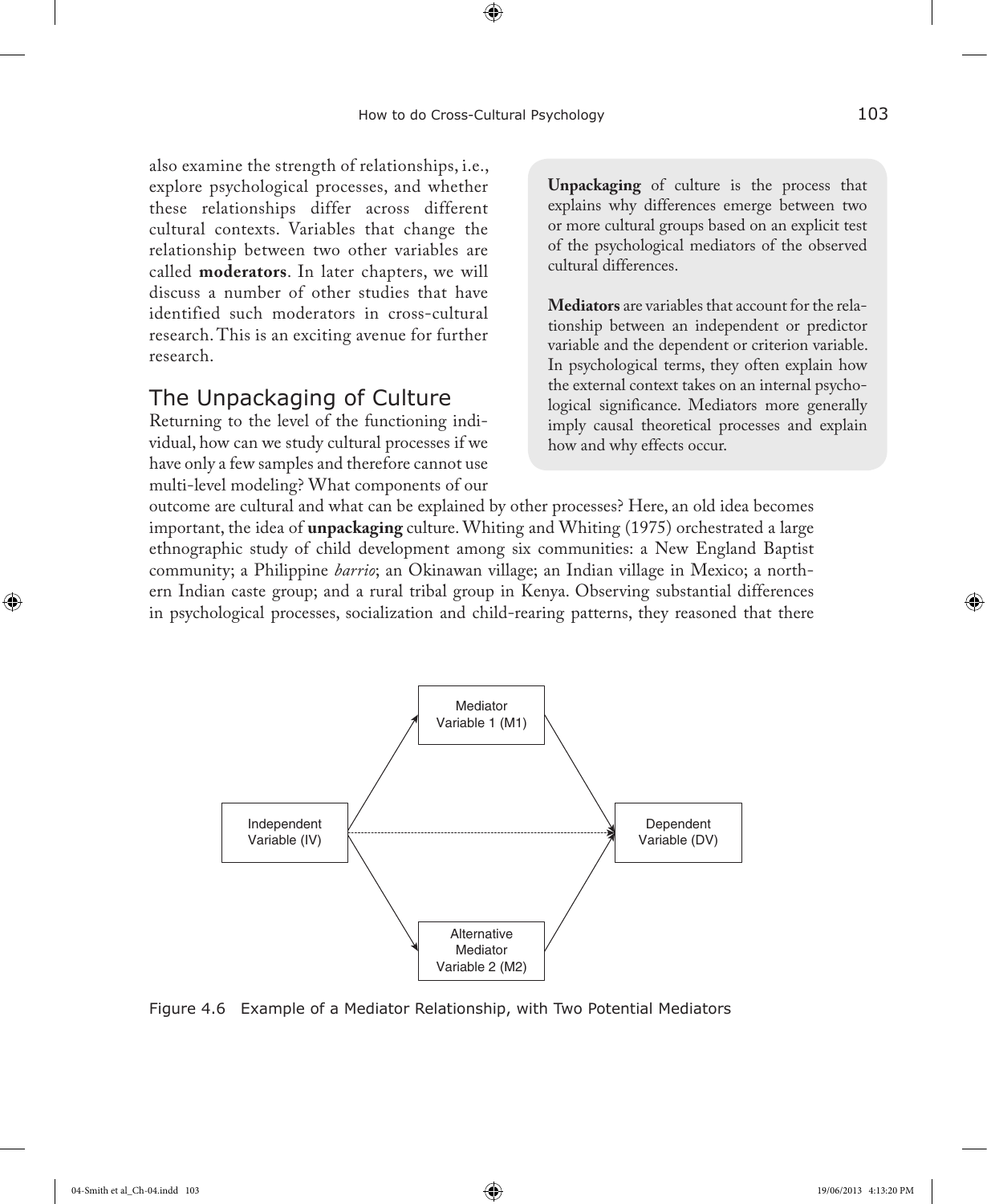also examine the strength of relationships, i.e., explore psychological processes, and whether these relationships differ across different cultural contexts. Variables that change the relationship between two other variables are called **moderators**. In later chapters, we will discuss a number of other studies that have identified such moderators in cross-cultural research. This is an exciting avenue for further research.

> **Unpackaging** of culture is the process that explains why differences emerge between two or more cultural groups based on an explicit test of the psychological mediators of the observed cultural differences.
>
> **Mediators** are variables that account for the relationship between an independent or predictor variable and the dependent or criterion variable. In psychological terms, they often explain how the external context takes on an internal psychological significance. Mediators more generally imply causal theoretical processes and explain how and why effects occur.

## The Unpackaging of Culture

Returning to the level of the functioning individual, how can we study cultural processes if we have only a few samples and therefore cannot use multi-level modeling? What components of our outcome are cultural and what can be explained by other processes? Here, an old idea becomes important, the idea of **unpackaging** culture. Whiting and Whiting (1975) orchestrated a large ethnographic study of child development among six communities: a New England Baptist community; a Philippine *barrio*; an Okinawan village; an Indian village in Mexico; a northern Indian caste group; and a rural tribal group in Kenya. Observing substantial differences in psychological processes, socialization and child-rearing patterns, they reasoned that there

Independent Variable (IV) → Mediator Variable 1 (M1) → Dependent Variable (DV)

Independent Variable (IV) → Alternative Mediator Variable 2 (M2) → Dependent Variable (DV)

Independent Variable (IV) ⇢ Dependent Variable (DV)

Figure 4.6 Example of a Mediator Relationship, with Two Potential Mediators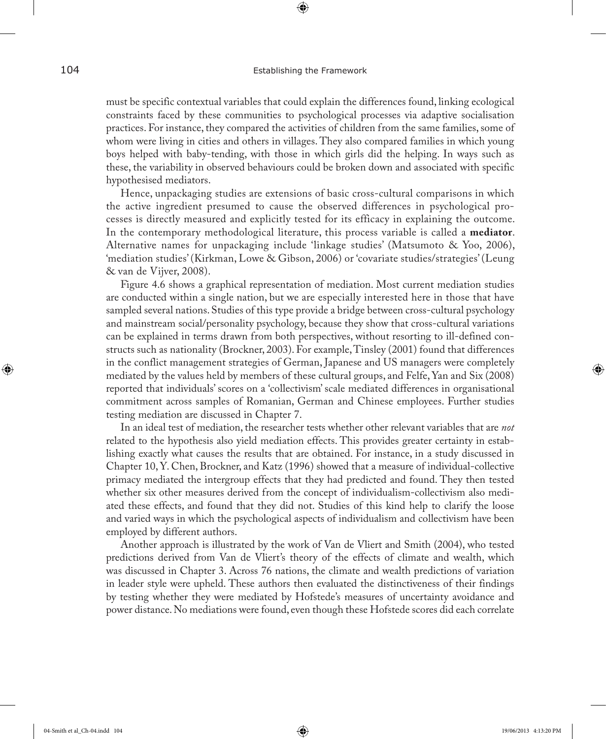must be specific contextual variables that could explain the differences found, linking ecological constraints faced by these communities to psychological processes via adaptive socialisation practices. For instance, they compared the activities of children from the same families, some of whom were living in cities and others in villages. They also compared families in which young boys helped with baby-tending, with those in which girls did the helping. In ways such as these, the variability in observed behaviours could be broken down and associated with specific hypothesised mediators.

Hence, unpackaging studies are extensions of basic cross-cultural comparisons in which the active ingredient presumed to cause the observed differences in psychological processes is directly measured and explicitly tested for its efficacy in explaining the outcome. In the contemporary methodological literature, this process variable is called a **mediator**. Alternative names for unpackaging include 'linkage studies' (Matsumoto & Yoo, 2006), 'mediation studies' (Kirkman, Lowe & Gibson, 2006) or 'covariate studies/strategies' (Leung & van de Vijver, 2008).

Figure 4.6 shows a graphical representation of mediation. Most current mediation studies are conducted within a single nation, but we are especially interested here in those that have sampled several nations. Studies of this type provide a bridge between cross-cultural psychology and mainstream social/personality psychology, because they show that cross-cultural variations can be explained in terms drawn from both perspectives, without resorting to ill-defined constructs such as nationality (Brockner, 2003). For example, Tinsley (2001) found that differences in the conflict management strategies of German, Japanese and US managers were completely mediated by the values held by members of these cultural groups, and Felfe, Yan and Six (2008) reported that individuals' scores on a 'collectivism' scale mediated differences in organisational commitment across samples of Romanian, German and Chinese employees. Further studies testing mediation are discussed in Chapter 7.

In an ideal test of mediation, the researcher tests whether other relevant variables that are *not* related to the hypothesis also yield mediation effects. This provides greater certainty in establishing exactly what causes the results that are obtained. For instance, in a study discussed in Chapter 10, Y. Chen, Brockner, and Katz (1996) showed that a measure of individual-collective primacy mediated the intergroup effects that they had predicted and found. They then tested whether six other measures derived from the concept of individualism-collectivism also mediated these effects, and found that they did not. Studies of this kind help to clarify the loose and varied ways in which the psychological aspects of individualism and collectivism have been employed by different authors.

Another approach is illustrated by the work of Van de Vliert and Smith (2004), who tested predictions derived from Van de Vliert's theory of the effects of climate and wealth, which was discussed in Chapter 3. Across 76 nations, the climate and wealth predictions of variation in leader style were upheld. These authors then evaluated the distinctiveness of their findings by testing whether they were mediated by Hofstede's measures of uncertainty avoidance and power distance. No mediations were found, even though these Hofstede scores did each correlate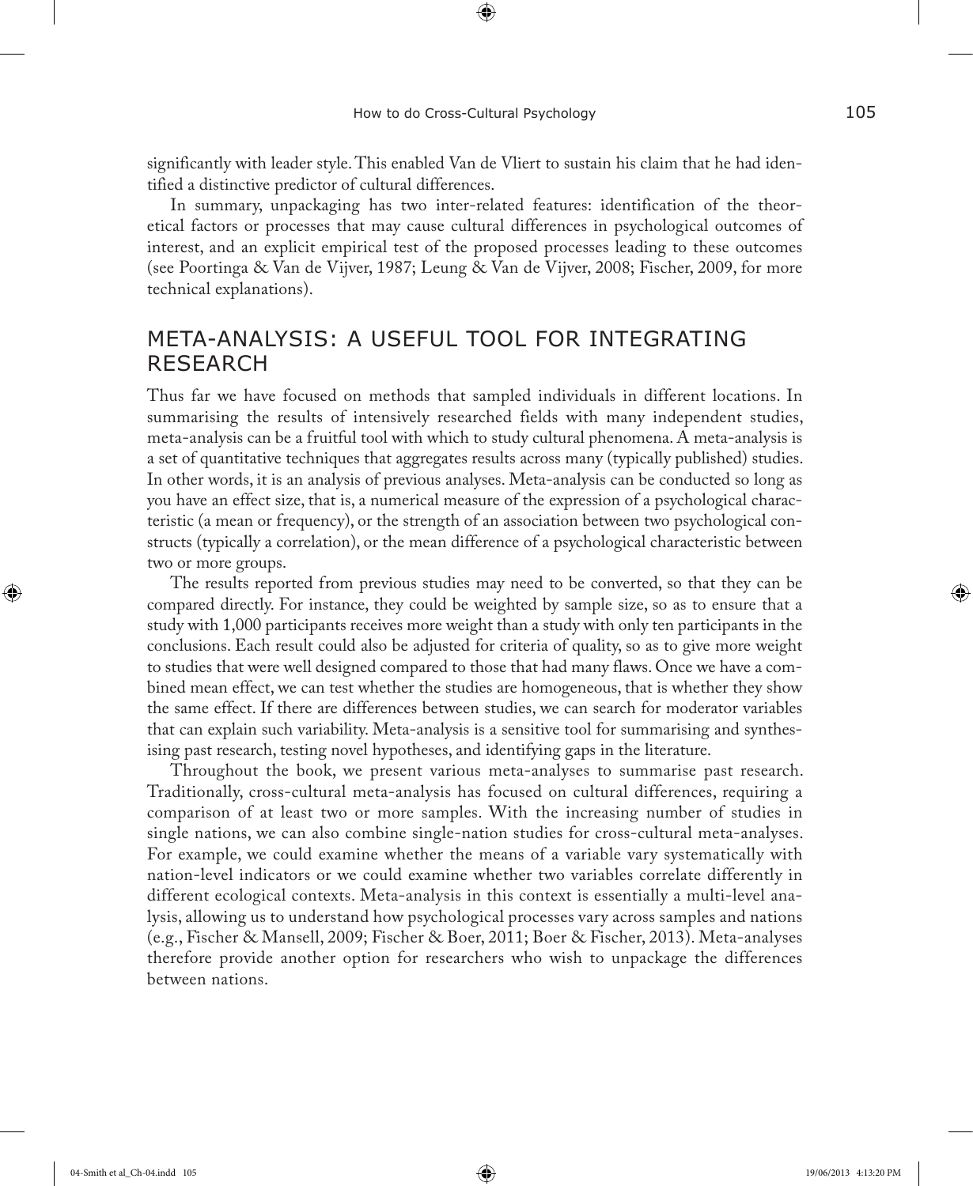significantly with leader style. This enabled Van de Vliert to sustain his claim that he had identified a distinctive predictor of cultural differences.

In summary, unpackaging has two inter-related features: identification of the theoretical factors or processes that may cause cultural differences in psychological outcomes of interest, and an explicit empirical test of the proposed processes leading to these outcomes (see Poortinga & Van de Vijver, 1987; Leung & Van de Vijver, 2008; Fischer, 2009, for more technical explanations).

## META-ANALYSIS: A USEFUL TOOL FOR INTEGRATING RESEARCH

Thus far we have focused on methods that sampled individuals in different locations. In summarising the results of intensively researched fields with many independent studies, meta-analysis can be a fruitful tool with which to study cultural phenomena. A meta-analysis is a set of quantitative techniques that aggregates results across many (typically published) studies. In other words, it is an analysis of previous analyses. Meta-analysis can be conducted so long as you have an effect size, that is, a numerical measure of the expression of a psychological characteristic (a mean or frequency), or the strength of an association between two psychological constructs (typically a correlation), or the mean difference of a psychological characteristic between two or more groups.

The results reported from previous studies may need to be converted, so that they can be compared directly. For instance, they could be weighted by sample size, so as to ensure that a study with 1,000 participants receives more weight than a study with only ten participants in the conclusions. Each result could also be adjusted for criteria of quality, so as to give more weight to studies that were well designed compared to those that had many flaws. Once we have a combined mean effect, we can test whether the studies are homogeneous, that is whether they show the same effect. If there are differences between studies, we can search for moderator variables that can explain such variability. Meta-analysis is a sensitive tool for summarising and synthesising past research, testing novel hypotheses, and identifying gaps in the literature.

Throughout the book, we present various meta-analyses to summarise past research. Traditionally, cross-cultural meta-analysis has focused on cultural differences, requiring a comparison of at least two or more samples. With the increasing number of studies in single nations, we can also combine single-nation studies for cross-cultural meta-analyses. For example, we could examine whether the means of a variable vary systematically with nation-level indicators or we could examine whether two variables correlate differently in different ecological contexts. Meta-analysis in this context is essentially a multi-level analysis, allowing us to understand how psychological processes vary across samples and nations (e.g., Fischer & Mansell, 2009; Fischer & Boer, 2011; Boer & Fischer, 2013). Meta-analyses therefore provide another option for researchers who wish to unpackage the differences between nations.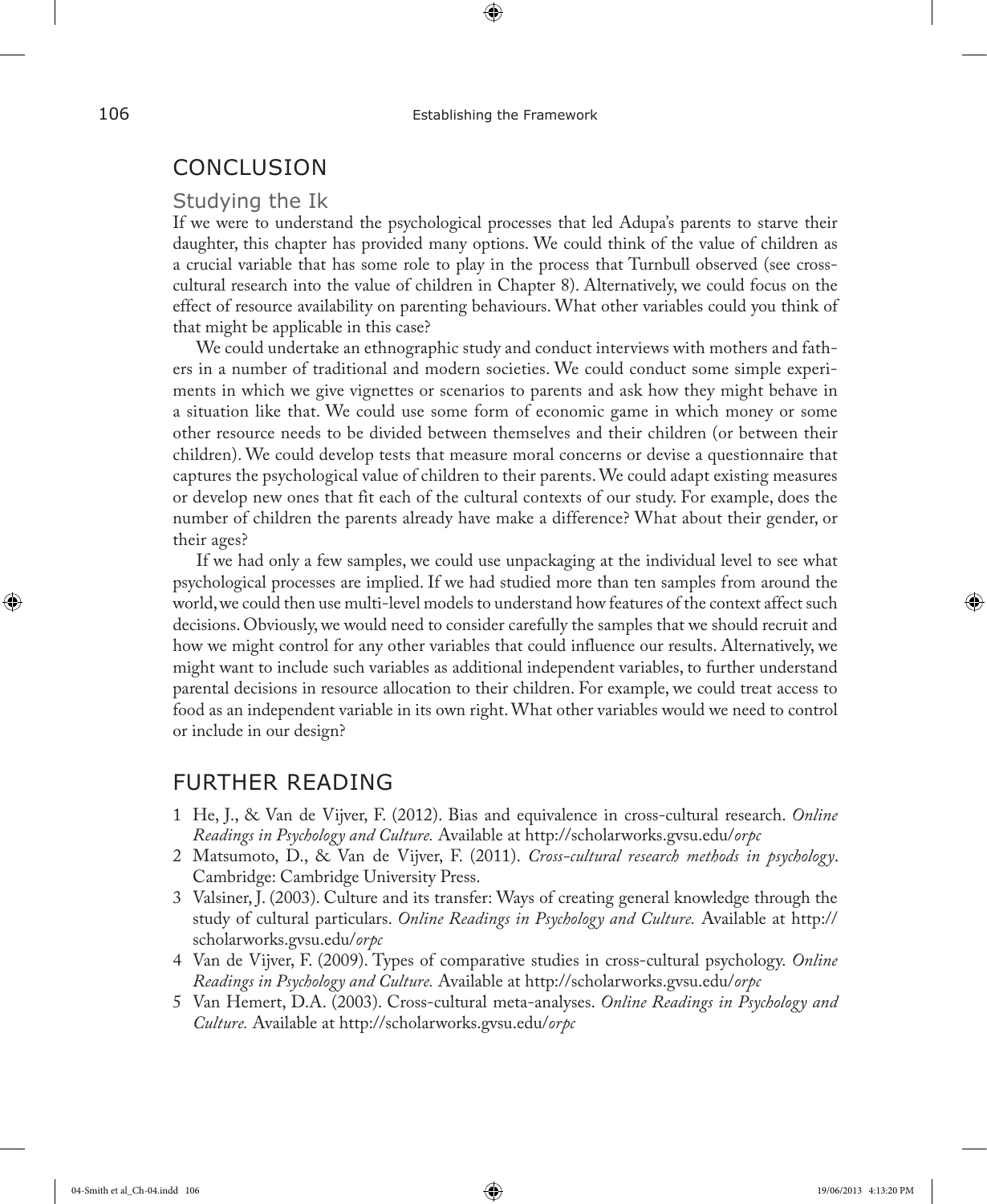## CONCLUSION

### Studying the Ik

If we were to understand the psychological processes that led Adupa's parents to starve their daughter, this chapter has provided many options. We could think of the value of children as a crucial variable that has some role to play in the process that Turnbull observed (see cross-cultural research into the value of children in Chapter 8). Alternatively, we could focus on the effect of resource availability on parenting behaviours. What other variables could you think of that might be applicable in this case?

We could undertake an ethnographic study and conduct interviews with mothers and fathers in a number of traditional and modern societies. We could conduct some simple experiments in which we give vignettes or scenarios to parents and ask how they might behave in a situation like that. We could use some form of economic game in which money or some other resource needs to be divided between themselves and their children (or between their children). We could develop tests that measure moral concerns or devise a questionnaire that captures the psychological value of children to their parents. We could adapt existing measures or develop new ones that fit each of the cultural contexts of our study. For example, does the number of children the parents already have make a difference? What about their gender, or their ages?

If we had only a few samples, we could use unpackaging at the individual level to see what psychological processes are implied. If we had studied more than ten samples from around the world, we could then use multi-level models to understand how features of the context affect such decisions. Obviously, we would need to consider carefully the samples that we should recruit and how we might control for any other variables that could influence our results. Alternatively, we might want to include such variables as additional independent variables, to further understand parental decisions in resource allocation to their children. For example, we could treat access to food as an independent variable in its own right. What other variables would we need to control or include in our design?

## FURTHER READING

1. He, J., & Van de Vijver, F. (2012). Bias and equivalence in cross-cultural research. *Online Readings in Psychology and Culture.* Available at http://scholarworks.gvsu.edu/*orpc*
2. Matsumoto, D., & Van de Vijver, F. (2011). *Cross-cultural research methods in psychology*. Cambridge: Cambridge University Press.
3. Valsiner, J. (2003). Culture and its transfer: Ways of creating general knowledge through the study of cultural particulars. *Online Readings in Psychology and Culture.* Available at http://scholarworks.gvsu.edu/*orpc*
4. Van de Vijver, F. (2009). Types of comparative studies in cross-cultural psychology. *Online Readings in Psychology and Culture.* Available at http://scholarworks.gvsu.edu/*orpc*
5. Van Hemert, D.A. (2003). Cross-cultural meta-analyses. *Online Readings in Psychology and Culture.* Available at http://scholarworks.gvsu.edu/*orpc*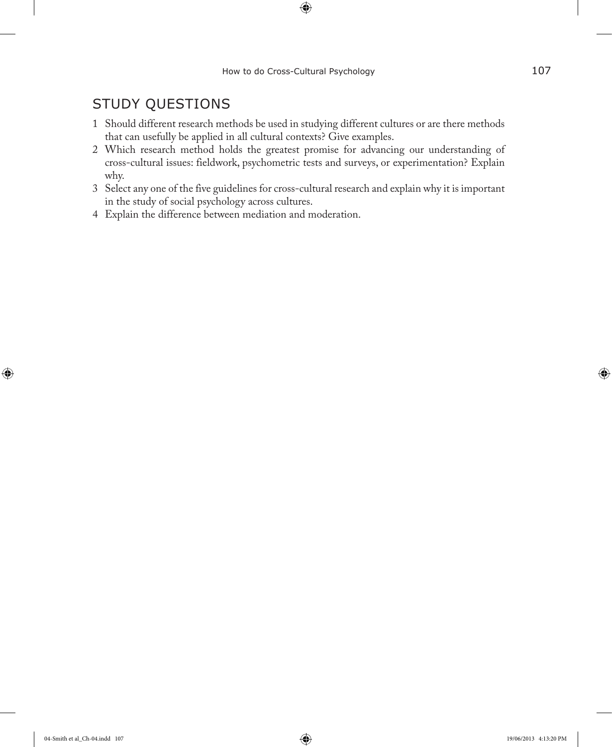## STUDY QUESTIONS

1. Should different research methods be used in studying different cultures or are there methods that can usefully be applied in all cultural contexts? Give examples.
2. Which research method holds the greatest promise for advancing our understanding of cross-cultural issues: fieldwork, psychometric tests and surveys, or experimentation? Explain why.
3. Select any one of the five guidelines for cross-cultural research and explain why it is important in the study of social psychology across cultures.
4. Explain the difference between mediation and moderation.